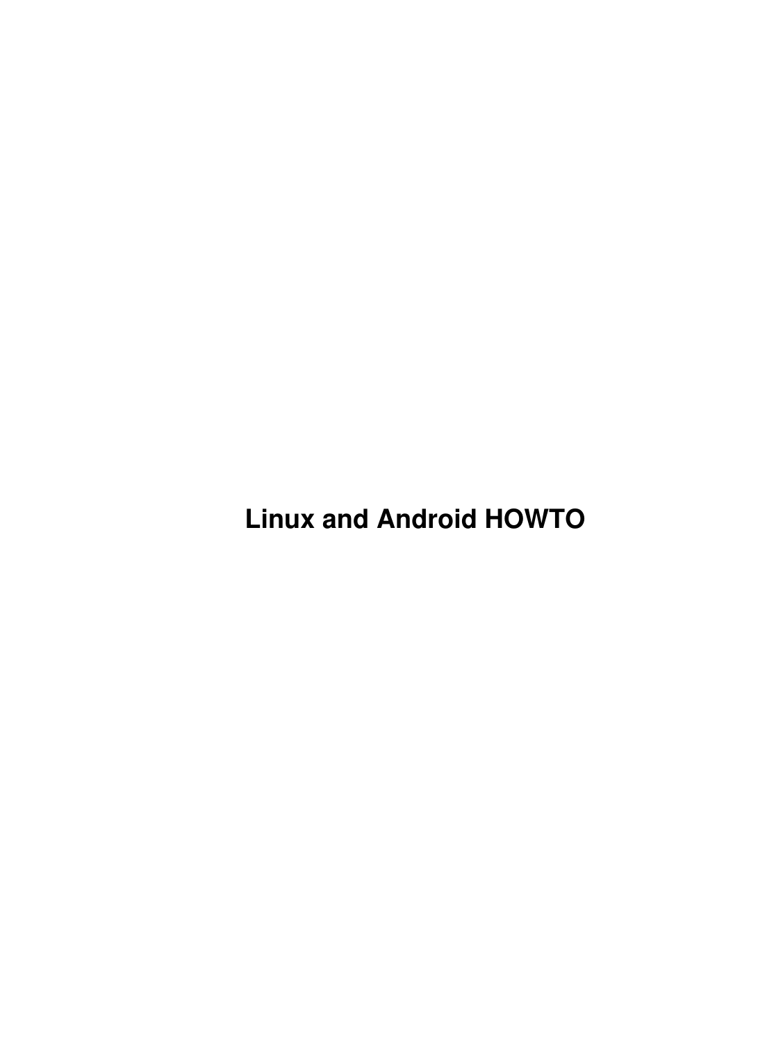# Linux and Android HOWTO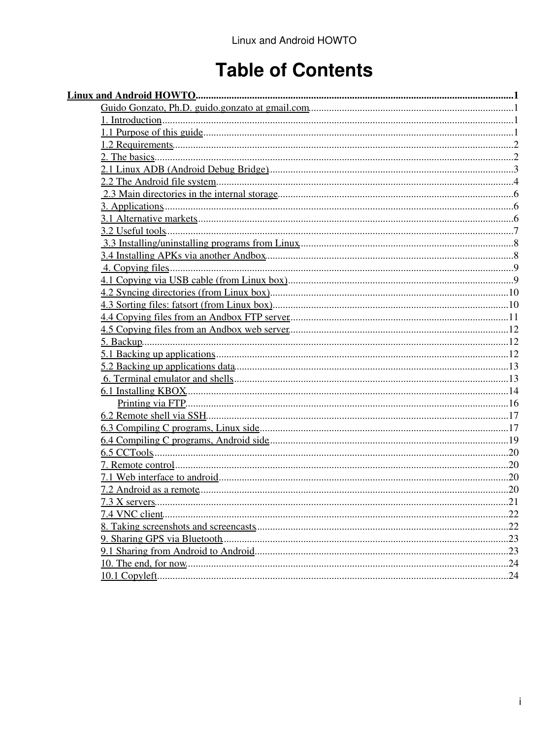# Table of Contents

**Linux and Android HOWTO**.....1

- Guido Gonzato, Ph.D. guido.gonzato at gmail.com.....1
- 1. Introduction.....1
- 1.1 Purpose of this guide.....1
- 1.2 Requirements.....2
- 2. The basics.....2
- 2.1 Linux ADB (Android Debug Bridge).....3
- 2.2 The Android file system.....4
- 2.3 Main directories in the internal storage.....6
- 3. Applications.....6
- 3.1 Alternative markets.....6
- 3.2 Useful tools.....7
- 3.3 Installing/uninstalling programs from Linux.....8
- 3.4 Installing APKs via another Andbox.....8
- 4. Copying files.....9
- 4.1 Copying via USB cable (from Linux box).....9
- 4.2 Syncing directories (from Linux box).....10
- 4.3 Sorting files: fatsort (from Linux box).....10
- 4.4 Copying files from an Andbox FTP server.....11
- 4.5 Copying files from an Andbox web server.....12
- 5. Backup.....12
- 5.1 Backing up applications.....12
- 5.2 Backing up applications data.....13
- 6. Terminal emulator and shells.....13
- 6.1 Installing KBOX.....14
  - Printing via FTP.....16
- 6.2 Remote shell via SSH.....17
- 6.3 Compiling C programs, Linux side.....17
- 6.4 Compiling C programs, Android side.....19
- 6.5 CCTools.....20
- 7. Remote control.....20
- 7.1 Web interface to android.....20
- 7.2 Android as a remote.....20
- 7.3 X servers.....21
- 7.4 VNC client.....22
- 8. Taking screenshots and screencasts.....22
- 9. Sharing GPS via Bluetooth.....23
- 9.1 Sharing from Android to Android.....23
- 10. The end, for now.....24
- 10.1 Copyleft.....24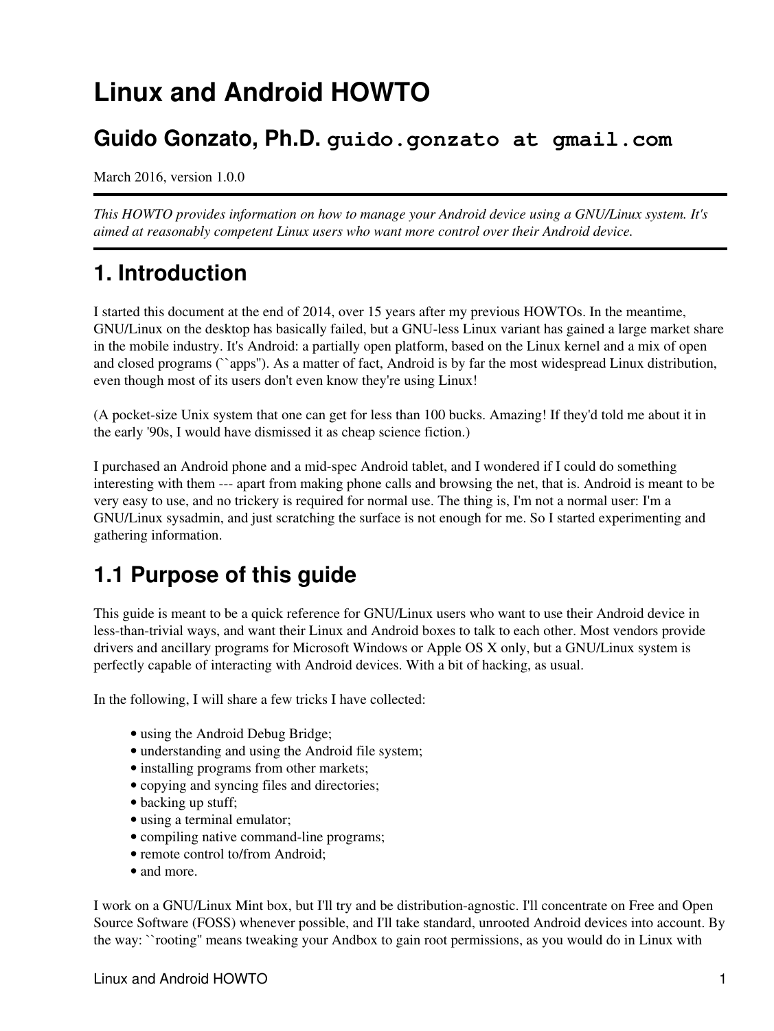# Linux and Android HOWTO

## Guido Gonzato, Ph.D. `guido.gonzato at gmail.com`

March 2016, version 1.0.0

---

*This HOWTO provides information on how to manage your Android device using a GNU/Linux system. It's aimed at reasonably competent Linux users who want more control over their Android device.*

---

# 1. Introduction

I started this document at the end of 2014, over 15 years after my previous HOWTOs. In the meantime, GNU/Linux on the desktop has basically failed, but a GNU-less Linux variant has gained a large market share in the mobile industry. It's Android: a partially open platform, based on the Linux kernel and a mix of open and closed programs (``apps''). As a matter of fact, Android is by far the most widespread Linux distribution, even though most of its users don't even know they're using Linux!

(A pocket-size Unix system that one can get for less than 100 bucks. Amazing! If they'd told me about it in the early '90s, I would have dismissed it as cheap science fiction.)

I purchased an Android phone and a mid-spec Android tablet, and I wondered if I could do something interesting with them --- apart from making phone calls and browsing the net, that is. Android is meant to be very easy to use, and no trickery is required for normal use. The thing is, I'm not a normal user: I'm a GNU/Linux sysadmin, and just scratching the surface is not enough for me. So I started experimenting and gathering information.

## 1.1 Purpose of this guide

This guide is meant to be a quick reference for GNU/Linux users who want to use their Android device in less-than-trivial ways, and want their Linux and Android boxes to talk to each other. Most vendors provide drivers and ancillary programs for Microsoft Windows or Apple OS X only, but a GNU/Linux system is perfectly capable of interacting with Android devices. With a bit of hacking, as usual.

In the following, I will share a few tricks I have collected:

- using the Android Debug Bridge;
- understanding and using the Android file system;
- installing programs from other markets;
- copying and syncing files and directories;
- backing up stuff;
- using a terminal emulator;
- compiling native command-line programs;
- remote control to/from Android;
- and more.

I work on a GNU/Linux Mint box, but I'll try and be distribution-agnostic. I'll concentrate on Free and Open Source Software (FOSS) whenever possible, and I'll take standard, unrooted Android devices into account. By the way: ``rooting'' means tweaking your Andbox to gain root permissions, as you would do in Linux with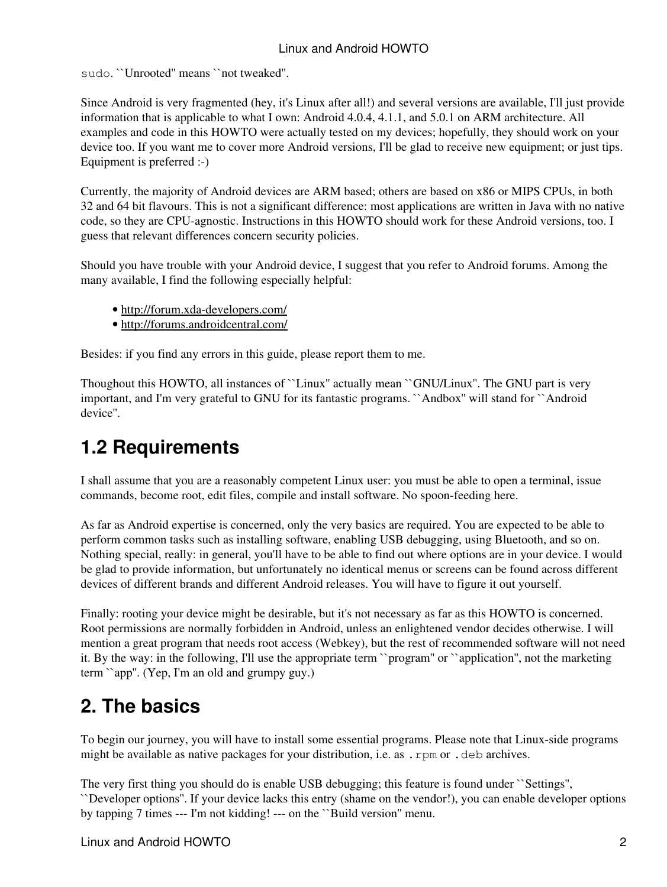`sudo`. ``Unrooted'' means ``not tweaked''.

Since Android is very fragmented (hey, it's Linux after all!) and several versions are available, I'll just provide information that is applicable to what I own: Android 4.0.4, 4.1.1, and 5.0.1 on ARM architecture. All examples and code in this HOWTO were actually tested on my devices; hopefully, they should work on your device too. If you want me to cover more Android versions, I'll be glad to receive new equipment; or just tips. Equipment is preferred :-)

Currently, the majority of Android devices are ARM based; others are based on x86 or MIPS CPUs, in both 32 and 64 bit flavours. This is not a significant difference: most applications are written in Java with no native code, so they are CPU-agnostic. Instructions in this HOWTO should work for these Android versions, too. I guess that relevant differences concern security policies.

Should you have trouble with your Android device, I suggest that you refer to Android forums. Among the many available, I find the following especially helpful:

- http://forum.xda-developers.com/
- http://forums.androidcentral.com/

Besides: if you find any errors in this guide, please report them to me.

Thoughout this HOWTO, all instances of ``Linux'' actually mean ``GNU/Linux''. The GNU part is very important, and I'm very grateful to GNU for its fantastic programs. ``Andbox'' will stand for ``Android device''.

## 1.2 Requirements

I shall assume that you are a reasonably competent Linux user: you must be able to open a terminal, issue commands, become root, edit files, compile and install software. No spoon-feeding here.

As far as Android expertise is concerned, only the very basics are required. You are expected to be able to perform common tasks such as installing software, enabling USB debugging, using Bluetooth, and so on. Nothing special, really: in general, you'll have to be able to find out where options are in your device. I would be glad to provide information, but unfortunately no identical menus or screens can be found across different devices of different brands and different Android releases. You will have to figure it out yourself.

Finally: rooting your device might be desirable, but it's not necessary as far as this HOWTO is concerned. Root permissions are normally forbidden in Android, unless an enlightened vendor decides otherwise. I will mention a great program that needs root access (Webkey), but the rest of recommended software will not need it. By the way: in the following, I'll use the appropriate term ``program'' or ``application'', not the marketing term ``app''. (Yep, I'm an old and grumpy guy.)

# 2. The basics

To begin our journey, you will have to install some essential programs. Please note that Linux-side programs might be available as native packages for your distribution, i.e. as `.rpm` or `.deb` archives.

The very first thing you should do is enable USB debugging; this feature is found under ``Settings'', ``Developer options''. If your device lacks this entry (shame on the vendor!), you can enable developer options by tapping 7 times --- I'm not kidding! --- on the ``Build version'' menu.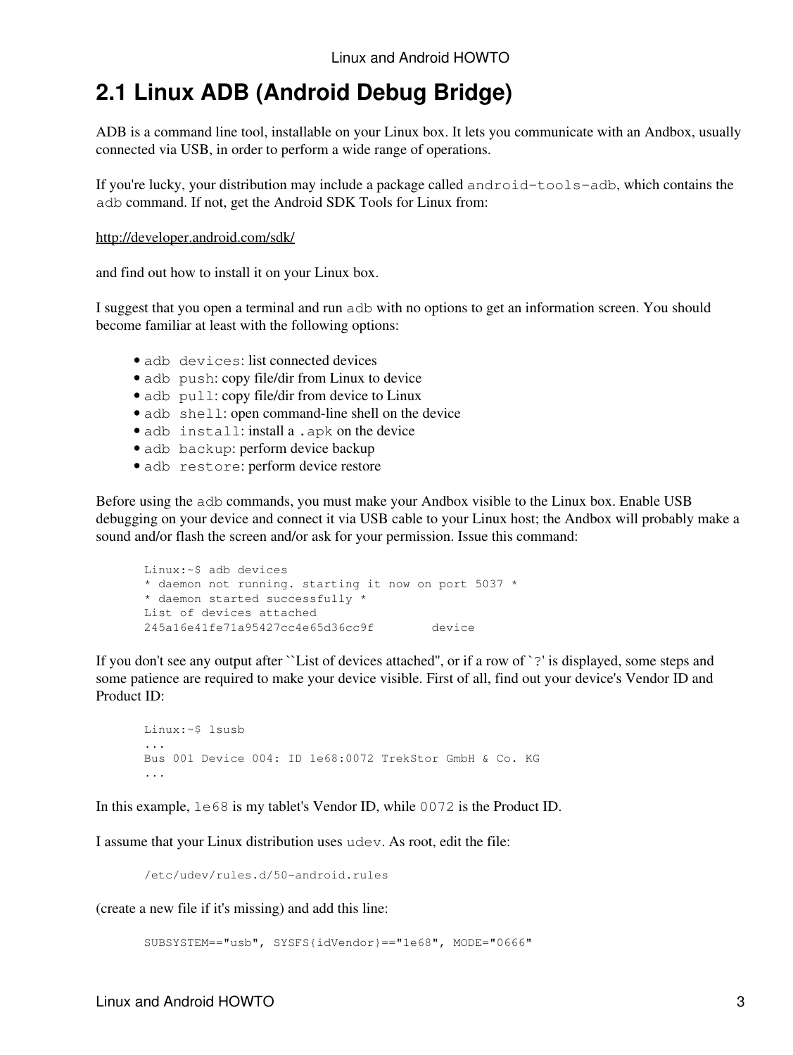## 2.1 Linux ADB (Android Debug Bridge)

ADB is a command line tool, installable on your Linux box. It lets you communicate with an Andbox, usually connected via USB, in order to perform a wide range of operations.

If you're lucky, your distribution may include a package called `android-tools-adb`, which contains the `adb` command. If not, get the Android SDK Tools for Linux from:

http://developer.android.com/sdk/

and find out how to install it on your Linux box.

I suggest that you open a terminal and run `adb` with no options to get an information screen. You should become familiar at least with the following options:

- `adb devices`: list connected devices
- `adb push`: copy file/dir from Linux to device
- `adb pull`: copy file/dir from device to Linux
- `adb shell`: open command-line shell on the device
- `adb install`: install a `.apk` on the device
- `adb backup`: perform device backup
- `adb restore`: perform device restore

Before using the `adb` commands, you must make your Andbox visible to the Linux box. Enable USB debugging on your device and connect it via USB cable to your Linux host; the Andbox will probably make a sound and/or flash the screen and/or ask for your permission. Issue this command:

```
Linux:~$ adb devices
* daemon not running. starting it now on port 5037 *
* daemon started successfully *
List of devices attached
245a16e41fe71a95427cc4e65d36cc9f        device
```

If you don't see any output after ``List of devices attached'', or if a row of `?' is displayed, some steps and some patience are required to make your device visible. First of all, find out your device's Vendor ID and Product ID:

```
Linux:~$ lsusb
...
Bus 001 Device 004: ID 1e68:0072 TrekStor GmbH & Co. KG
...
```

In this example, `1e68` is my tablet's Vendor ID, while `0072` is the Product ID.

I assume that your Linux distribution uses `udev`. As root, edit the file:

```
/etc/udev/rules.d/50-android.rules
```

(create a new file if it's missing) and add this line:

```
SUBSYSTEM=="usb", SYSFS{idVendor}=="1e68", MODE="0666"
```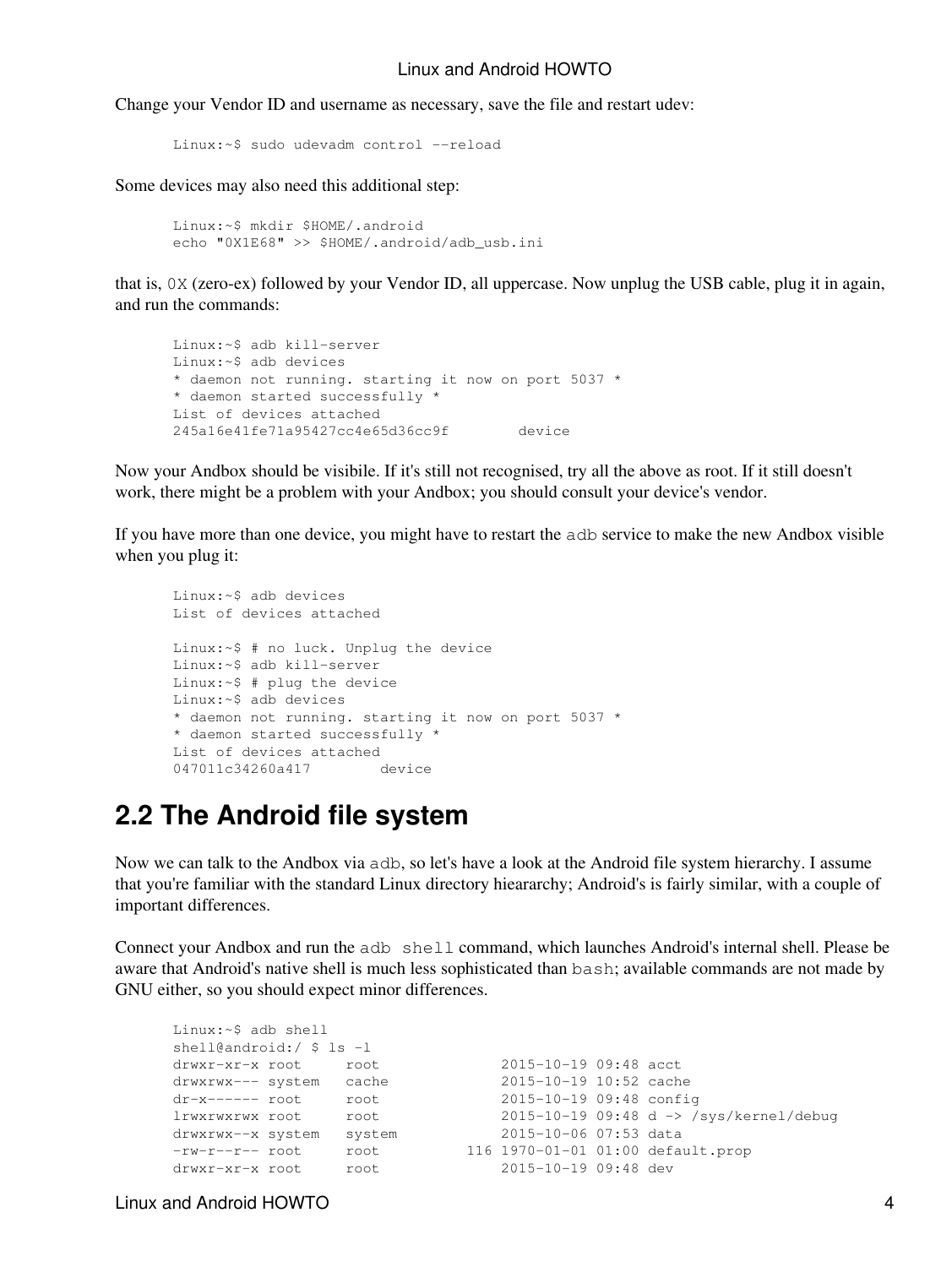Change your Vendor ID and username as necessary, save the file and restart udev:

```
Linux:~$ sudo udevadm control --reload
```

Some devices may also need this additional step:

```
Linux:~$ mkdir $HOME/.android
echo "0X1E68" >> $HOME/.android/adb_usb.ini
```

that is, `0X` (zero-ex) followed by your Vendor ID, all uppercase. Now unplug the USB cable, plug it in again, and run the commands:

```
Linux:~$ adb kill-server
Linux:~$ adb devices
* daemon not running. starting it now on port 5037 *
* daemon started successfully *
List of devices attached
245a16e41fe71a95427cc4e65d36cc9f        device
```

Now your Andbox should be visibile. If it's still not recognised, try all the above as root. If it still doesn't work, there might be a problem with your Andbox; you should consult your device's vendor.

If you have more than one device, you might have to restart the `adb` service to make the new Andbox visible when you plug it:

```
Linux:~$ adb devices
List of devices attached

Linux:~$ # no luck. Unplug the device
Linux:~$ adb kill-server
Linux:~$ # plug the device
Linux:~$ adb devices
* daemon not running. starting it now on port 5037 *
* daemon started successfully *
List of devices attached
047011c34260a417        device
```

## 2.2 The Android file system

Now we can talk to the Andbox via `adb`, so let's have a look at the Android file system hierarchy. I assume that you're familiar with the standard Linux directory hieararchy; Android's is fairly similar, with a couple of important differences.

Connect your Andbox and run the `adb shell` command, which launches Android's internal shell. Please be aware that Android's native shell is much less sophisticated than `bash`; available commands are not made by GNU either, so you should expect minor differences.

```
Linux:~$ adb shell
shell@android:/ $ ls -l
drwxr-xr-x root     root              2015-10-19 09:48 acct
drwxrwx--- system   cache             2015-10-19 10:52 cache
dr-x------ root     root              2015-10-19 09:48 config
lrwxrwxrwx root     root              2015-10-19 09:48 d -> /sys/kernel/debug
drwxrwx--x system   system            2015-10-06 07:53 data
-rw-r--r-- root     root          116 1970-01-01 01:00 default.prop
drwxr-xr-x root     root              2015-10-19 09:48 dev
```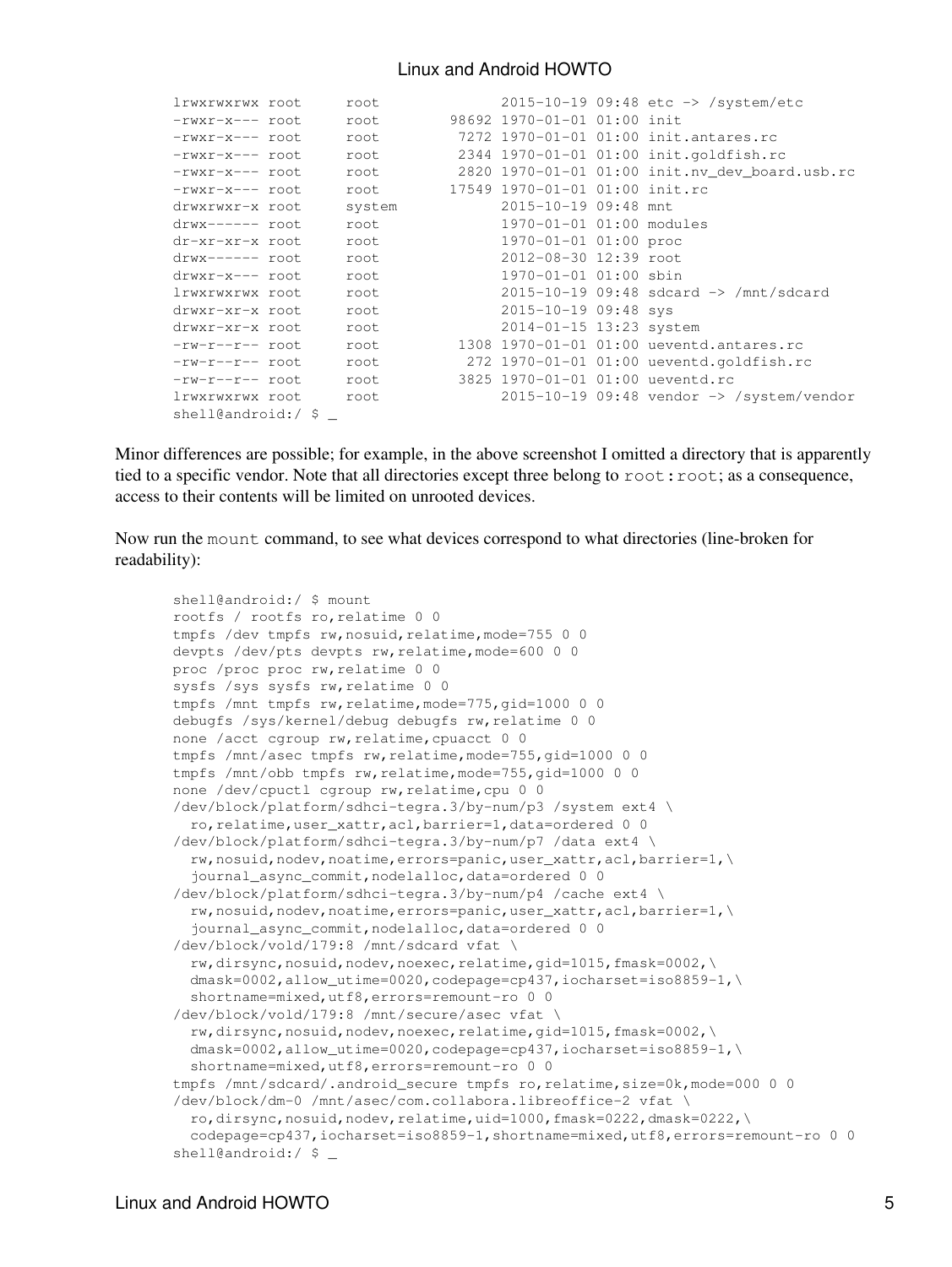```
lrwxrwxrwx root     root              2015-10-19 09:48 etc -> /system/etc
-rwxr-x--- root     root        98692 1970-01-01 01:00 init
-rwxr-x--- root     root         7272 1970-01-01 01:00 init.antares.rc
-rwxr-x--- root     root         2344 1970-01-01 01:00 init.goldfish.rc
-rwxr-x--- root     root         2820 1970-01-01 01:00 init.nv_dev_board.usb.rc
-rwxr-x--- root     root        17549 1970-01-01 01:00 init.rc
drwxrwxr-x root     system            2015-10-19 09:48 mnt
drwx------ root     root              1970-01-01 01:00 modules
dr-xr-xr-x root     root              1970-01-01 01:00 proc
drwx------ root     root              2012-08-30 12:39 root
drwxr-x--- root     root              1970-01-01 01:00 sbin
lrwxrwxrwx root     root              2015-10-19 09:48 sdcard -> /mnt/sdcard
drwxr-xr-x root     root              2015-10-19 09:48 sys
drwxr-xr-x root     root              2014-01-15 13:23 system
-rw-r--r-- root     root         1308 1970-01-01 01:00 ueventd.antares.rc
-rw-r--r-- root     root          272 1970-01-01 01:00 ueventd.goldfish.rc
-rw-r--r-- root     root         3825 1970-01-01 01:00 ueventd.rc
lrwxrwxrwx root     root              2015-10-19 09:48 vendor -> /system/vendor
shell@android:/ $ _
```

Minor differences are possible; for example, in the above screenshot I omitted a directory that is apparently tied to a specific vendor. Note that all directories except three belong to `root:root`; as a consequence, access to their contents will be limited on unrooted devices.

Now run the `mount` command, to see what devices correspond to what directories (line-broken for readability):

```
shell@android:/ $ mount
rootfs / rootfs ro,relatime 0 0
tmpfs /dev tmpfs rw,nosuid,relatime,mode=755 0 0
devpts /dev/pts devpts rw,relatime,mode=600 0 0
proc /proc proc rw,relatime 0 0
sysfs /sys sysfs rw,relatime 0 0
tmpfs /mnt tmpfs rw,relatime,mode=775,gid=1000 0 0
debugfs /sys/kernel/debug debugfs rw,relatime 0 0
none /acct cgroup rw,relatime,cpuacct 0 0
tmpfs /mnt/asec tmpfs rw,relatime,mode=755,gid=1000 0 0
tmpfs /mnt/obb tmpfs rw,relatime,mode=755,gid=1000 0 0
none /dev/cpuctl cgroup rw,relatime,cpu 0 0
/dev/block/platform/sdhci-tegra.3/by-num/p3 /system ext4 \
  ro,relatime,user_xattr,acl,barrier=1,data=ordered 0 0
/dev/block/platform/sdhci-tegra.3/by-num/p7 /data ext4 \
  rw,nosuid,nodev,noatime,errors=panic,user_xattr,acl,barrier=1,\
  journal_async_commit,nodelalloc,data=ordered 0 0
/dev/block/platform/sdhci-tegra.3/by-num/p4 /cache ext4 \
  rw,nosuid,nodev,noatime,errors=panic,user_xattr,acl,barrier=1,\
  journal_async_commit,nodelalloc,data=ordered 0 0
/dev/block/vold/179:8 /mnt/sdcard vfat \
  rw,dirsync,nosuid,nodev,noexec,relatime,gid=1015,fmask=0002,\
  dmask=0002,allow_utime=0020,codepage=cp437,iocharset=iso8859-1,\
  shortname=mixed,utf8,errors=remount-ro 0 0
/dev/block/vold/179:8 /mnt/secure/asec vfat \
  rw,dirsync,nosuid,nodev,noexec,relatime,gid=1015,fmask=0002,\
  dmask=0002,allow_utime=0020,codepage=cp437,iocharset=iso8859-1,\
  shortname=mixed,utf8,errors=remount-ro 0 0
tmpfs /mnt/sdcard/.android_secure tmpfs ro,relatime,size=0k,mode=000 0 0
/dev/block/dm-0 /mnt/asec/com.collabora.libreoffice-2 vfat \
  ro,dirsync,nosuid,nodev,relatime,uid=1000,fmask=0222,dmask=0222,\
  codepage=cp437,iocharset=iso8859-1,shortname=mixed,utf8,errors=remount-ro 0 0
shell@android:/ $ _
```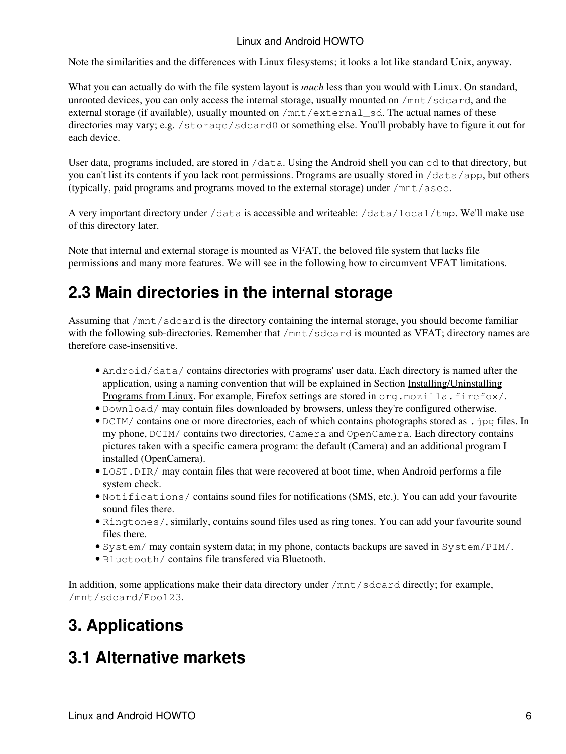Note the similarities and the differences with Linux filesystems; it looks a lot like standard Unix, anyway.

What you can actually do with the file system layout is *much* less than you would with Linux. On standard, unrooted devices, you can only access the internal storage, usually mounted on `/mnt/sdcard`, and the external storage (if available), usually mounted on `/mnt/external_sd`. The actual names of these directories may vary; e.g. `/storage/sdcard0` or something else. You'll probably have to figure it out for each device.

User data, programs included, are stored in `/data`. Using the Android shell you can `cd` to that directory, but you can't list its contents if you lack root permissions. Programs are usually stored in `/data/app`, but others (typically, paid programs and programs moved to the external storage) under `/mnt/asec`.

A very important directory under `/data` is accessible and writeable: `/data/local/tmp`. We'll make use of this directory later.

Note that internal and external storage is mounted as VFAT, the beloved file system that lacks file permissions and many more features. We will see in the following how to circumvent VFAT limitations.

## 2.3 Main directories in the internal storage

Assuming that `/mnt/sdcard` is the directory containing the internal storage, you should become familiar with the following sub-directories. Remember that `/mnt/sdcard` is mounted as VFAT; directory names are therefore case-insensitive.

- `Android/data/` contains directories with programs' user data. Each directory is named after the application, using a naming convention that will be explained in Section Installing/Uninstalling Programs from Linux. For example, Firefox settings are stored in `org.mozilla.firefox/`.
- `Download/` may contain files downloaded by browsers, unless they're configured otherwise.
- `DCIM/` contains one or more directories, each of which contains photographs stored as `.jpg` files. In my phone, `DCIM/` contains two directories, `Camera` and `OpenCamera`. Each directory contains pictures taken with a specific camera program: the default (Camera) and an additional program I installed (OpenCamera).
- `LOST.DIR/` may contain files that were recovered at boot time, when Android performs a file system check.
- `Notifications/` contains sound files for notifications (SMS, etc.). You can add your favourite sound files there.
- `Ringtones/`, similarly, contains sound files used as ring tones. You can add your favourite sound files there.
- `System/` may contain system data; in my phone, contacts backups are saved in `System/PIM/`.
- `Bluetooth/` contains file transfered via Bluetooth.

In addition, some applications make their data directory under `/mnt/sdcard` directly; for example, `/mnt/sdcard/Foo123`.

# 3. Applications

## 3.1 Alternative markets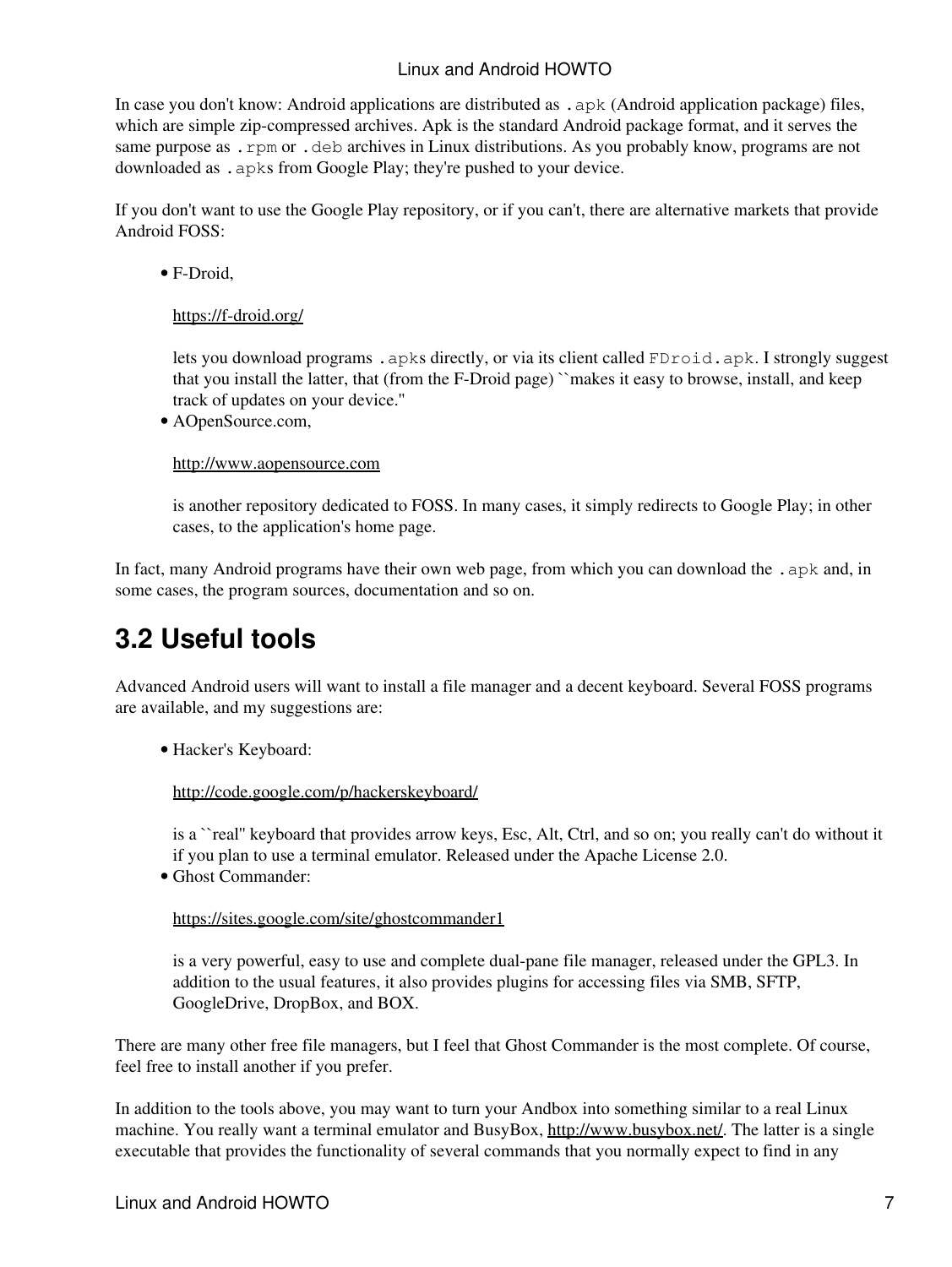In case you don't know: Android applications are distributed as `.apk` (Android application package) files, which are simple zip-compressed archives. Apk is the standard Android package format, and it serves the same purpose as `.rpm` or `.deb` archives in Linux distributions. As you probably know, programs are not downloaded as `.apk`s from Google Play; they're pushed to your device.

If you don't want to use the Google Play repository, or if you can't, there are alternative markets that provide Android FOSS:

- F-Droid,

  https://f-droid.org/

  lets you download programs `.apk`s directly, or via its client called `FDroid.apk`. I strongly suggest that you install the latter, that (from the F-Droid page) ``makes it easy to browse, install, and keep track of updates on your device.''
- AOpenSource.com,

  http://www.aopensource.com

  is another repository dedicated to FOSS. In many cases, it simply redirects to Google Play; in other cases, to the application's home page.

In fact, many Android programs have their own web page, from which you can download the `.apk` and, in some cases, the program sources, documentation and so on.

## 3.2 Useful tools

Advanced Android users will want to install a file manager and a decent keyboard. Several FOSS programs are available, and my suggestions are:

- Hacker's Keyboard:

  http://code.google.com/p/hackerskeyboard/

  is a ``real'' keyboard that provides arrow keys, Esc, Alt, Ctrl, and so on; you really can't do without it if you plan to use a terminal emulator. Released under the Apache License 2.0.
- Ghost Commander:

  https://sites.google.com/site/ghostcommander1

  is a very powerful, easy to use and complete dual-pane file manager, released under the GPL3. In addition to the usual features, it also provides plugins for accessing files via SMB, SFTP, GoogleDrive, DropBox, and BOX.

There are many other free file managers, but I feel that Ghost Commander is the most complete. Of course, feel free to install another if you prefer.

In addition to the tools above, you may want to turn your Andbox into something similar to a real Linux machine. You really want a terminal emulator and BusyBox, http://www.busybox.net/. The latter is a single executable that provides the functionality of several commands that you normally expect to find in any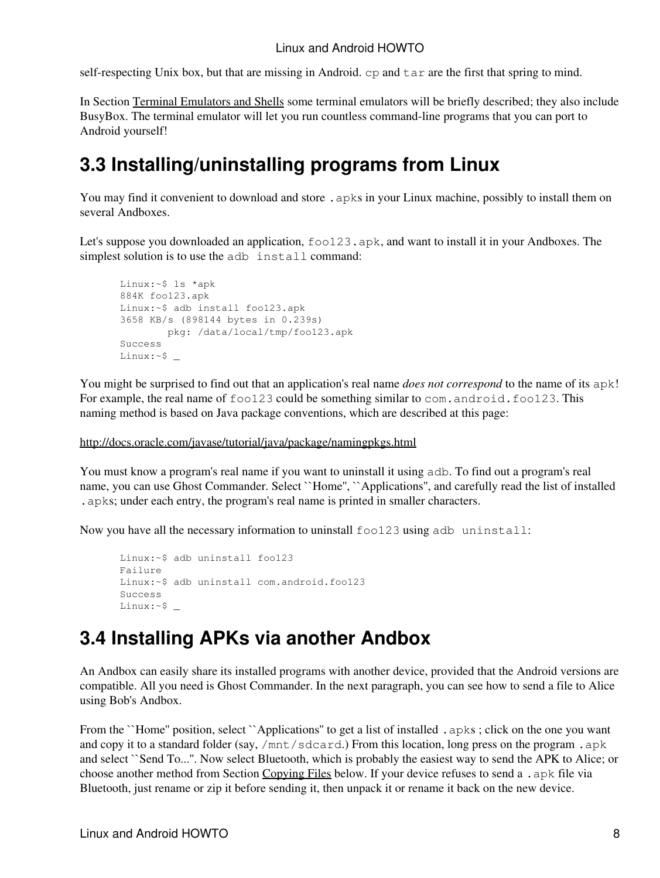self-respecting Unix box, but that are missing in Android. `cp` and `tar` are the first that spring to mind.

In Section Terminal Emulators and Shells some terminal emulators will be briefly described; they also include BusyBox. The terminal emulator will let you run countless command-line programs that you can port to Android yourself!

## 3.3 Installing/uninstalling programs from Linux

You may find it convenient to download and store `.apk`s in your Linux machine, possibly to install them on several Andboxes.

Let's suppose you downloaded an application, `foo123.apk`, and want to install it in your Andboxes. The simplest solution is to use the `adb install` command:

```
Linux:~$ ls *apk
884K foo123.apk
Linux:~$ adb install foo123.apk
3658 KB/s (898144 bytes in 0.239s)
        pkg: /data/local/tmp/foo123.apk
Success
Linux:~$ _
```

You might be surprised to find out that an application's real name *does not correspond* to the name of its `apk`! For example, the real name of `foo123` could be something similar to `com.android.foo123`. This naming method is based on Java package conventions, which are described at this page:

http://docs.oracle.com/javase/tutorial/java/package/namingpkgs.html

You must know a program's real name if you want to uninstall it using `adb`. To find out a program's real name, you can use Ghost Commander. Select ``Home'', ``Applications'', and carefully read the list of installed `.apk`s; under each entry, the program's real name is printed in smaller characters.

Now you have all the necessary information to uninstall `foo123` using `adb uninstall`:

```
Linux:~$ adb uninstall foo123
Failure
Linux:~$ adb uninstall com.android.foo123
Success
Linux:~$ _
```

## 3.4 Installing APKs via another Andbox

An Andbox can easily share its installed programs with another device, provided that the Android versions are compatible. All you need is Ghost Commander. In the next paragraph, you can see how to send a file to Alice using Bob's Andbox.

From the ``Home'' position, select ``Applications'' to get a list of installed `.apks` ; click on the one you want and copy it to a standard folder (say, `/mnt/sdcard`.) From this location, long press on the program `.apk` and select ``Send To...''. Now select Bluetooth, which is probably the easiest way to send the APK to Alice; or choose another method from Section Copying Files below. If your device refuses to send a `.apk` file via Bluetooth, just rename or zip it before sending it, then unpack it or rename it back on the new device.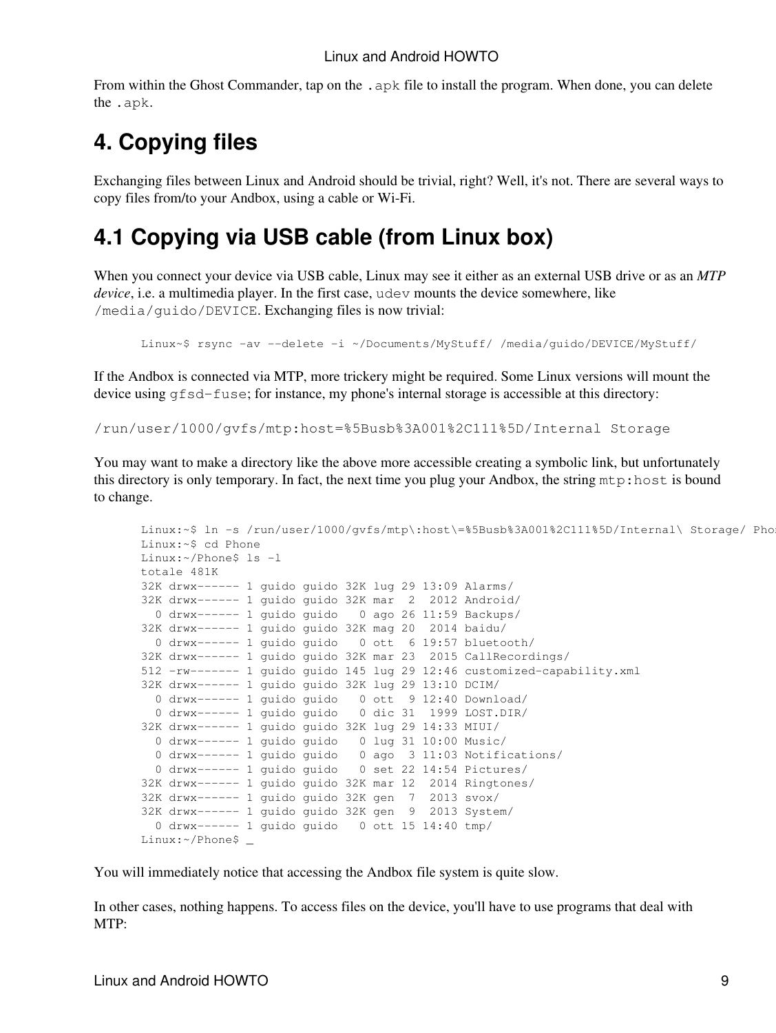From within the Ghost Commander, tap on the `.apk` file to install the program. When done, you can delete the `.apk`.

# 4. Copying files

Exchanging files between Linux and Android should be trivial, right? Well, it's not. There are several ways to copy files from/to your Andbox, using a cable or Wi-Fi.

## 4.1 Copying via USB cable (from Linux box)

When you connect your device via USB cable, Linux may see it either as an external USB drive or as an *MTP device*, i.e. a multimedia player. In the first case, `udev` mounts the device somewhere, like `/media/guido/DEVICE`. Exchanging files is now trivial:

```
Linux~$ rsync -av --delete -i ~/Documents/MyStuff/ /media/guido/DEVICE/MyStuff/
```

If the Andbox is connected via MTP, more trickery might be required. Some Linux versions will mount the device using `gfsd-fuse`; for instance, my phone's internal storage is accessible at this directory:

`/run/user/1000/gvfs/mtp:host=%5Busb%3A001%2C111%5D/Internal Storage`

You may want to make a directory like the above more accessible creating a symbolic link, but unfortunately this directory is only temporary. In fact, the next time you plug your Andbox, the string `mtp:host` is bound to change.

```
Linux:~$ ln -s /run/user/1000/gvfs/mtp\:host\=%5Busb%3A001%2C111%5D/Internal\ Storage/ Phon
Linux:~$ cd Phone
Linux:~/Phone$ ls -l
totale 481K
32K drwx------ 1 guido guido 32K lug 29 13:09 Alarms/
32K drwx------ 1 guido guido 32K mar  2  2012 Android/
  0 drwx------ 1 guido guido   0 ago 26 11:59 Backups/
32K drwx------ 1 guido guido 32K mag 20  2014 baidu/
  0 drwx------ 1 guido guido   0 ott  6 19:57 bluetooth/
32K drwx------ 1 guido guido 32K mar 23  2015 CallRecordings/
512 -rw------- 1 guido guido 145 lug 29 12:46 customized-capability.xml
32K drwx------ 1 guido guido 32K lug 29 13:10 DCIM/
  0 drwx------ 1 guido guido   0 ott  9 12:40 Download/
  0 drwx------ 1 guido guido   0 dic 31  1999 LOST.DIR/
32K drwx------ 1 guido guido 32K lug 29 14:33 MIUI/
  0 drwx------ 1 guido guido   0 lug 31 10:00 Music/
  0 drwx------ 1 guido guido   0 ago  3 11:03 Notifications/
  0 drwx------ 1 guido guido   0 set 22 14:54 Pictures/
32K drwx------ 1 guido guido 32K mar 12  2014 Ringtones/
32K drwx------ 1 guido guido 32K gen  7  2013 svox/
32K drwx------ 1 guido guido 32K gen  9  2013 System/
  0 drwx------ 1 guido guido   0 ott 15 14:40 tmp/
Linux:~/Phone$ _
```

You will immediately notice that accessing the Andbox file system is quite slow.

In other cases, nothing happens. To access files on the device, you'll have to use programs that deal with MTP: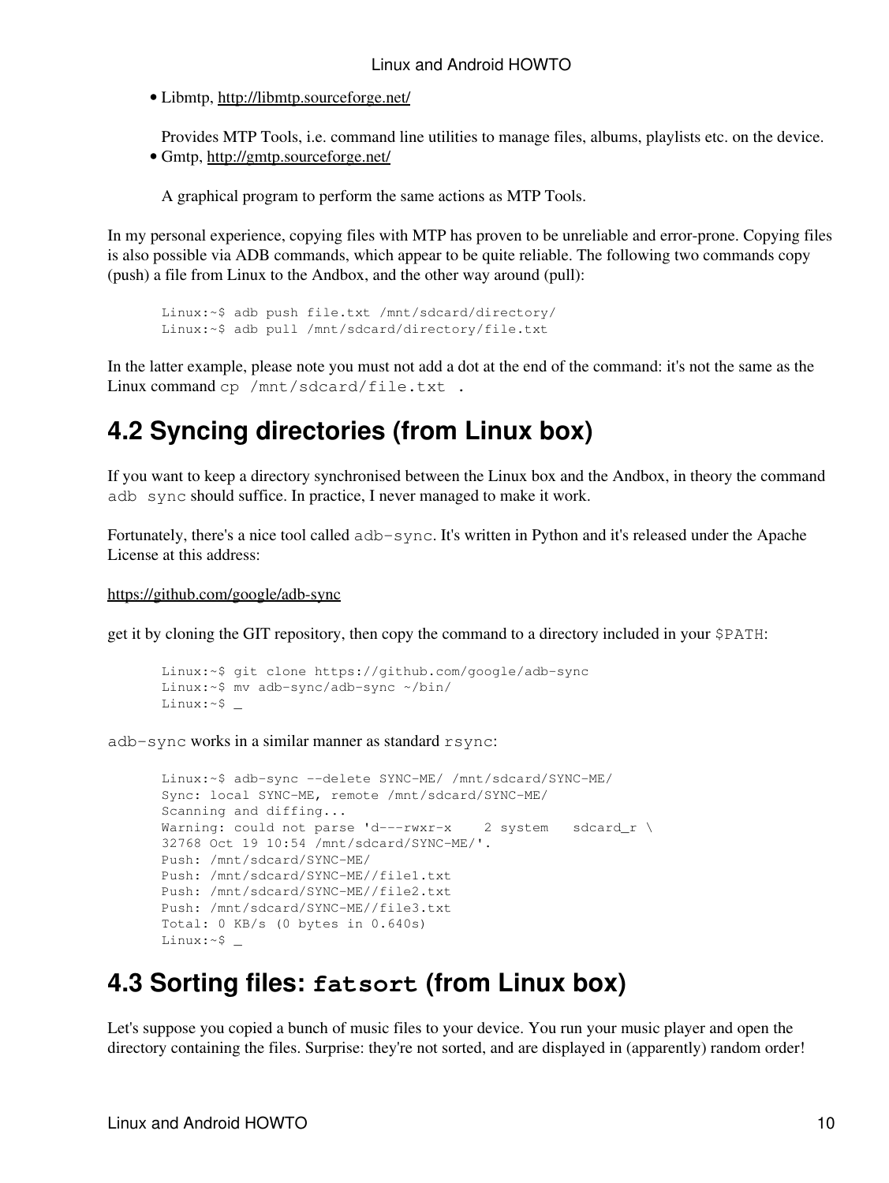- Libmtp, http://libmtp.sourceforge.net/

  Provides MTP Tools, i.e. command line utilities to manage files, albums, playlists etc. on the device.
- Gmtp, http://gmtp.sourceforge.net/

  A graphical program to perform the same actions as MTP Tools.

In my personal experience, copying files with MTP has proven to be unreliable and error-prone. Copying files is also possible via ADB commands, which appear to be quite reliable. The following two commands copy (push) a file from Linux to the Andbox, and the other way around (pull):

```
Linux:~$ adb push file.txt /mnt/sdcard/directory/
Linux:~$ adb pull /mnt/sdcard/directory/file.txt
```

In the latter example, please note you must not add a dot at the end of the command: it's not the same as the Linux command `cp /mnt/sdcard/file.txt .`

## 4.2 Syncing directories (from Linux box)

If you want to keep a directory synchronised between the Linux box and the Andbox, in theory the command `adb sync` should suffice. In practice, I never managed to make it work.

Fortunately, there's a nice tool called `adb-sync`. It's written in Python and it's released under the Apache License at this address:

https://github.com/google/adb-sync

get it by cloning the GIT repository, then copy the command to a directory included in your `$PATH`:

```
Linux:~$ git clone https://github.com/google/adb-sync
Linux:~$ mv adb-sync/adb-sync ~/bin/
Linux:~$ _
```

`adb-sync` works in a similar manner as standard `rsync`:

```
Linux:~$ adb-sync --delete SYNC-ME/ /mnt/sdcard/SYNC-ME/
Sync: local SYNC-ME, remote /mnt/sdcard/SYNC-ME/
Scanning and diffing...
Warning: could not parse 'd---rwxr-x    2 system   sdcard_r \
32768 Oct 19 10:54 /mnt/sdcard/SYNC-ME/'.
Push: /mnt/sdcard/SYNC-ME/
Push: /mnt/sdcard/SYNC-ME//file1.txt
Push: /mnt/sdcard/SYNC-ME//file2.txt
Push: /mnt/sdcard/SYNC-ME//file3.txt
Total: 0 KB/s (0 bytes in 0.640s)
Linux:~$ _
```

## 4.3 Sorting files: `fatsort` (from Linux box)

Let's suppose you copied a bunch of music files to your device. You run your music player and open the directory containing the files. Surprise: they're not sorted, and are displayed in (apparently) random order!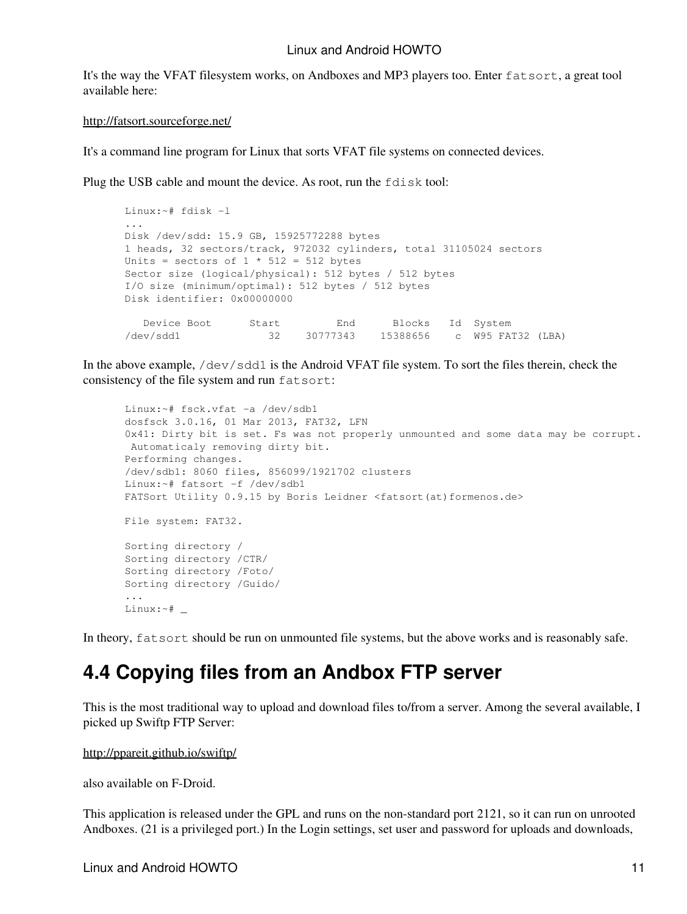It's the way the VFAT filesystem works, on Andboxes and MP3 players too. Enter `fatsort`, a great tool available here:

http://fatsort.sourceforge.net/

It's a command line program for Linux that sorts VFAT file systems on connected devices.

Plug the USB cable and mount the device. As root, run the `fdisk` tool:

```
Linux:~# fdisk -l
...
Disk /dev/sdd: 15.9 GB, 15925772288 bytes
1 heads, 32 sectors/track, 972032 cylinders, total 31105024 sectors
Units = sectors of 1 * 512 = 512 bytes
Sector size (logical/physical): 512 bytes / 512 bytes
I/O size (minimum/optimal): 512 bytes / 512 bytes
Disk identifier: 0x00000000

   Device Boot      Start         End      Blocks   Id  System
/dev/sdd1              32    30777343    15388656    c  W95 FAT32 (LBA)
```

In the above example, `/dev/sdd1` is the Android VFAT file system. To sort the files therein, check the consistency of the file system and run `fatsort`:

```
Linux:~# fsck.vfat -a /dev/sdb1
dosfsck 3.0.16, 01 Mar 2013, FAT32, LFN
0x41: Dirty bit is set. Fs was not properly unmounted and some data may be corrupt.
 Automaticaly removing dirty bit.
Performing changes.
/dev/sdb1: 8060 files, 856099/1921702 clusters
Linux:~# fatsort -f /dev/sdb1
FATSort Utility 0.9.15 by Boris Leidner <fatsort(at)formenos.de>

File system: FAT32.

Sorting directory /
Sorting directory /CTR/
Sorting directory /Foto/
Sorting directory /Guido/
...
Linux:~# _
```

In theory, `fatsort` should be run on unmounted file systems, but the above works and is reasonably safe.

## 4.4 Copying files from an Andbox FTP server

This is the most traditional way to upload and download files to/from a server. Among the several available, I picked up Swiftp FTP Server:

http://ppareit.github.io/swiftp/

also available on F-Droid.

This application is released under the GPL and runs on the non-standard port 2121, so it can run on unrooted Andboxes. (21 is a privileged port.) In the Login settings, set user and password for uploads and downloads,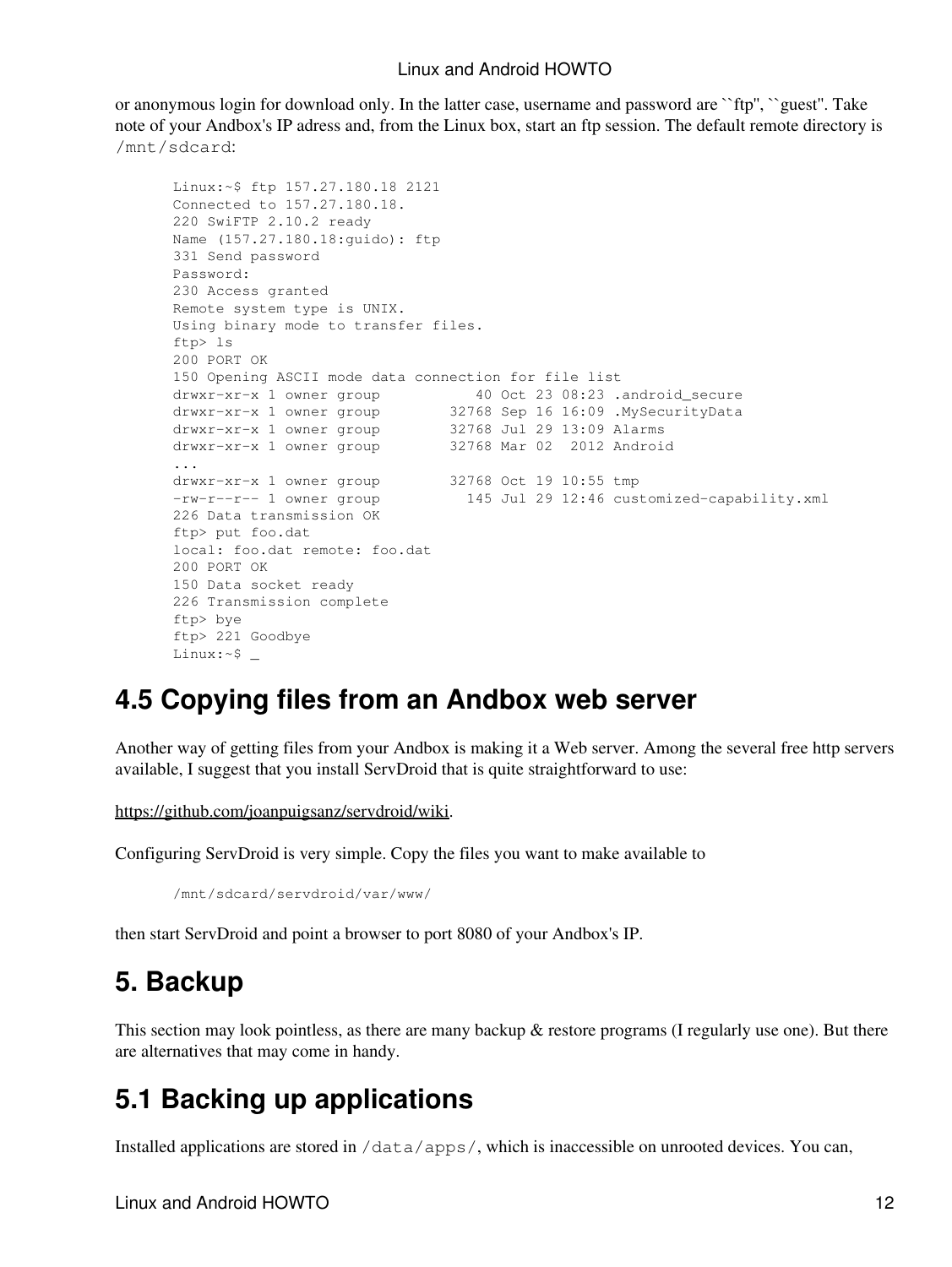or anonymous login for download only. In the latter case, username and password are ``ftp'', ``guest''. Take note of your Andbox's IP adress and, from the Linux box, start an ftp session. The default remote directory is `/mnt/sdcard`:

```
Linux:~$ ftp 157.27.180.18 2121
Connected to 157.27.180.18.
220 SwiFTP 2.10.2 ready
Name (157.27.180.18:guido): ftp
331 Send password
Password:
230 Access granted
Remote system type is UNIX.
Using binary mode to transfer files.
ftp> ls
200 PORT OK
150 Opening ASCII mode data connection for file list
drwxr-xr-x 1 owner group           40 Oct 23 08:23 .android_secure
drwxr-xr-x 1 owner group        32768 Sep 16 16:09 .MySecurityData
drwxr-xr-x 1 owner group        32768 Jul 29 13:09 Alarms
drwxr-xr-x 1 owner group        32768 Mar 02  2012 Android
...
drwxr-xr-x 1 owner group        32768 Oct 19 10:55 tmp
-rw-r--r-- 1 owner group          145 Jul 29 12:46 customized-capability.xml
226 Data transmission OK
ftp> put foo.dat
local: foo.dat remote: foo.dat
200 PORT OK
150 Data socket ready
226 Transmission complete
ftp> bye
ftp> 221 Goodbye
Linux:~$ _
```

## 4.5 Copying files from an Andbox web server

Another way of getting files from your Andbox is making it a Web server. Among the several free http servers available, I suggest that you install ServDroid that is quite straightforward to use:

https://github.com/joanpuigsanz/servdroid/wiki.

Configuring ServDroid is very simple. Copy the files you want to make available to

```
/mnt/sdcard/servdroid/var/www/
```

then start ServDroid and point a browser to port 8080 of your Andbox's IP.

## 5. Backup

This section may look pointless, as there are many backup & restore programs (I regularly use one). But there are alternatives that may come in handy.

## 5.1 Backing up applications

Installed applications are stored in `/data/apps/`, which is inaccessible on unrooted devices. You can,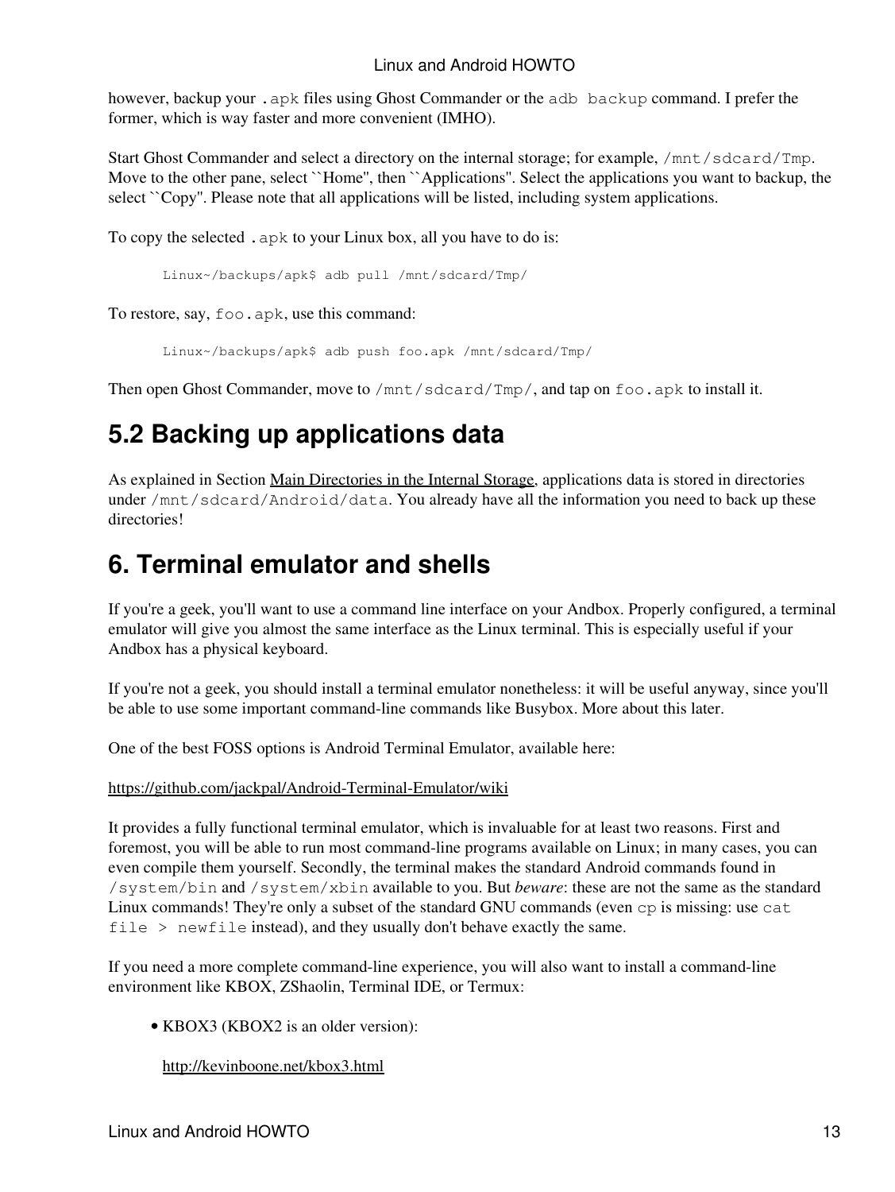however, backup your `.apk` files using Ghost Commander or the `adb backup` command. I prefer the former, which is way faster and more convenient (IMHO).

Start Ghost Commander and select a directory on the internal storage; for example, `/mnt/sdcard/Tmp`. Move to the other pane, select ``Home'', then ``Applications''. Select the applications you want to backup, the select ``Copy''. Please note that all applications will be listed, including system applications.

To copy the selected `.apk` to your Linux box, all you have to do is:

```
Linux~/backups/apk$ adb pull /mnt/sdcard/Tmp/
```

To restore, say, `foo.apk`, use this command:

```
Linux~/backups/apk$ adb push foo.apk /mnt/sdcard/Tmp/
```

Then open Ghost Commander, move to `/mnt/sdcard/Tmp/`, and tap on `foo.apk` to install it.

## 5.2 Backing up applications data

As explained in Section Main Directories in the Internal Storage, applications data is stored in directories under `/mnt/sdcard/Android/data`. You already have all the information you need to back up these directories!

# 6. Terminal emulator and shells

If you're a geek, you'll want to use a command line interface on your Andbox. Properly configured, a terminal emulator will give you almost the same interface as the Linux terminal. This is especially useful if your Andbox has a physical keyboard.

If you're not a geek, you should install a terminal emulator nonetheless: it will be useful anyway, since you'll be able to use some important command-line commands like Busybox. More about this later.

One of the best FOSS options is Android Terminal Emulator, available here:

https://github.com/jackpal/Android-Terminal-Emulator/wiki

It provides a fully functional terminal emulator, which is invaluable for at least two reasons. First and foremost, you will be able to run most command-line programs available on Linux; in many cases, you can even compile them yourself. Secondly, the terminal makes the standard Android commands found in `/system/bin` and `/system/xbin` available to you. But *beware*: these are not the same as the standard Linux commands! They're only a subset of the standard GNU commands (even `cp` is missing: use `cat file > newfile` instead), and they usually don't behave exactly the same.

If you need a more complete command-line experience, you will also want to install a command-line environment like KBOX, ZShaolin, Terminal IDE, or Termux:

- KBOX3 (KBOX2 is an older version):

  http://kevinboone.net/kbox3.html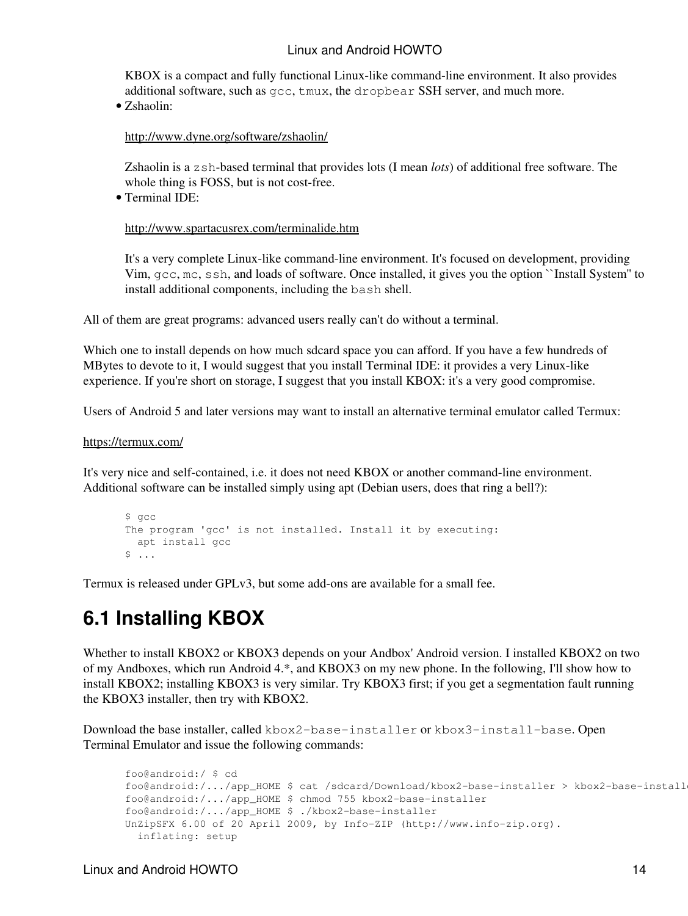KBOX is a compact and fully functional Linux-like command-line environment. It also provides additional software, such as `gcc`, `tmux`, the `dropbear` SSH server, and much more.

- Zshaolin:

  http://www.dyne.org/software/zshaolin/

  Zshaolin is a `zsh`-based terminal that provides lots (I mean *lots*) of additional free software. The whole thing is FOSS, but is not cost-free.

- Terminal IDE:

  http://www.spartacusrex.com/terminalide.htm

  It's a very complete Linux-like command-line environment. It's focused on development, providing Vim, `gcc`, `mc`, `ssh`, and loads of software. Once installed, it gives you the option ``Install System'' to install additional components, including the `bash` shell.

All of them are great programs: advanced users really can't do without a terminal.

Which one to install depends on how much sdcard space you can afford. If you have a few hundreds of MBytes to devote to it, I would suggest that you install Terminal IDE: it provides a very Linux-like experience. If you're short on storage, I suggest that you install KBOX: it's a very good compromise.

Users of Android 5 and later versions may want to install an alternative terminal emulator called Termux:

https://termux.com/

It's very nice and self-contained, i.e. it does not need KBOX or another command-line environment. Additional software can be installed simply using apt (Debian users, does that ring a bell?):

```
$ gcc
The program 'gcc' is not installed. Install it by executing:
  apt install gcc
$ ...
```

Termux is released under GPLv3, but some add-ons are available for a small fee.

## 6.1 Installing KBOX

Whether to install KBOX2 or KBOX3 depends on your Andbox' Android version. I installed KBOX2 on two of my Andboxes, which run Android 4.*, and KBOX3 on my new phone. In the following, I'll show how to install KBOX2; installing KBOX3 is very similar. Try KBOX3 first; if you get a segmentation fault running the KBOX3 installer, then try with KBOX2.

Download the base installer, called `kbox2-base-installer` or `kbox3-install-base`. Open Terminal Emulator and issue the following commands:

```
foo@android:/ $ cd
foo@android:/.../app_HOME $ cat /sdcard/Download/kbox2-base-installer > kbox2-base-install
foo@android:/.../app_HOME $ chmod 755 kbox2-base-installer
foo@android:/.../app_HOME $ ./kbox2-base-installer
UnZipSFX 6.00 of 20 April 2009, by Info-ZIP (http://www.info-zip.org).
  inflating: setup
```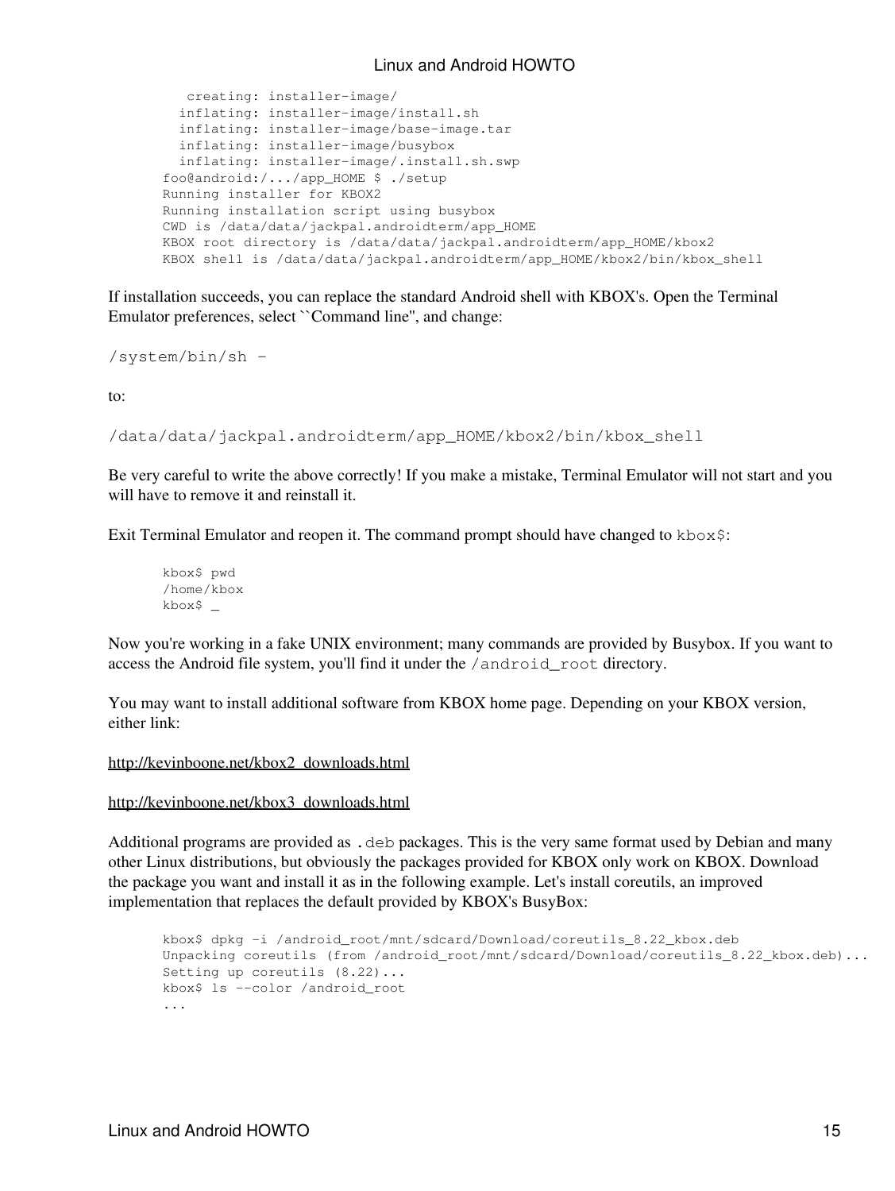```
   creating: installer-image/
  inflating: installer-image/install.sh
  inflating: installer-image/base-image.tar
  inflating: installer-image/busybox
  inflating: installer-image/.install.sh.swp
foo@android:/.../app_HOME $ ./setup
Running installer for KBOX2
Running installation script using busybox
CWD is /data/data/jackpal.androidterm/app_HOME
KBOX root directory is /data/data/jackpal.androidterm/app_HOME/kbox2
KBOX shell is /data/data/jackpal.androidterm/app_HOME/kbox2/bin/kbox_shell
```

If installation succeeds, you can replace the standard Android shell with KBOX's. Open the Terminal Emulator preferences, select ``Command line'', and change:

`/system/bin/sh -`

to:

`/data/data/jackpal.androidterm/app_HOME/kbox2/bin/kbox_shell`

Be very careful to write the above correctly! If you make a mistake, Terminal Emulator will not start and you will have to remove it and reinstall it.

Exit Terminal Emulator and reopen it. The command prompt should have changed to `kbox$`:

```
kbox$ pwd
/home/kbox
kbox$ _
```

Now you're working in a fake UNIX environment; many commands are provided by Busybox. If you want to access the Android file system, you'll find it under the `/android_root` directory.

You may want to install additional software from KBOX home page. Depending on your KBOX version, either link:

http://kevinboone.net/kbox2_downloads.html

http://kevinboone.net/kbox3_downloads.html

Additional programs are provided as `.deb` packages. This is the very same format used by Debian and many other Linux distributions, but obviously the packages provided for KBOX only work on KBOX. Download the package you want and install it as in the following example. Let's install coreutils, an improved implementation that replaces the default provided by KBOX's BusyBox:

```
kbox$ dpkg -i /android_root/mnt/sdcard/Download/coreutils_8.22_kbox.deb
Unpacking coreutils (from /android_root/mnt/sdcard/Download/coreutils_8.22_kbox.deb)...
Setting up coreutils (8.22)...
kbox$ ls --color /android_root
...
```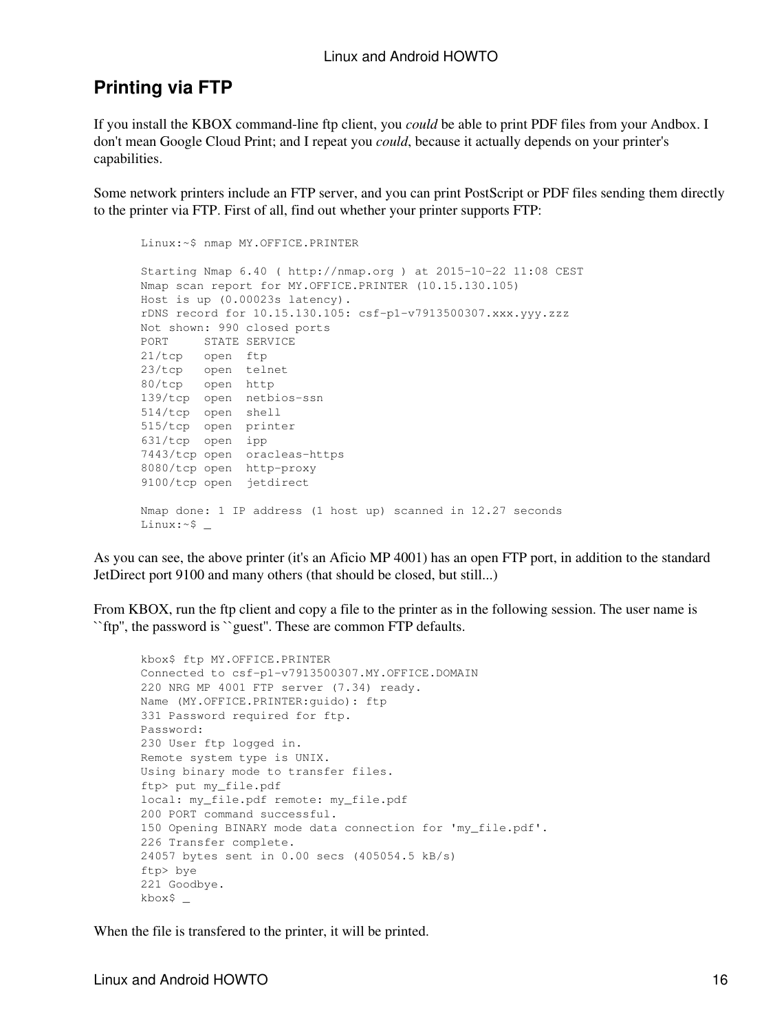## Printing via FTP

If you install the KBOX command-line ftp client, you *could* be able to print PDF files from your Andbox. I don't mean Google Cloud Print; and I repeat you *could*, because it actually depends on your printer's capabilities.

Some network printers include an FTP server, and you can print PostScript or PDF files sending them directly to the printer via FTP. First of all, find out whether your printer supports FTP:

```
Linux:~$ nmap MY.OFFICE.PRINTER

Starting Nmap 6.40 ( http://nmap.org ) at 2015-10-22 11:08 CEST
Nmap scan report for MY.OFFICE.PRINTER (10.15.130.105)
Host is up (0.00023s latency).
rDNS record for 10.15.130.105: csf-p1-v7913500307.xxx.yyy.zzz
Not shown: 990 closed ports
PORT     STATE SERVICE
21/tcp   open  ftp
23/tcp   open  telnet
80/tcp   open  http
139/tcp  open  netbios-ssn
514/tcp  open  shell
515/tcp  open  printer
631/tcp  open  ipp
7443/tcp open  oracleas-https
8080/tcp open  http-proxy
9100/tcp open  jetdirect

Nmap done: 1 IP address (1 host up) scanned in 12.27 seconds
Linux:~$ _
```

As you can see, the above printer (it's an Aficio MP 4001) has an open FTP port, in addition to the standard JetDirect port 9100 and many others (that should be closed, but still...)

From KBOX, run the ftp client and copy a file to the printer as in the following session. The user name is ``ftp'', the password is ``guest''. These are common FTP defaults.

```
kbox$ ftp MY.OFFICE.PRINTER
Connected to csf-p1-v7913500307.MY.OFFICE.DOMAIN
220 NRG MP 4001 FTP server (7.34) ready.
Name (MY.OFFICE.PRINTER:guido): ftp
331 Password required for ftp.
Password:
230 User ftp logged in.
Remote system type is UNIX.
Using binary mode to transfer files.
ftp> put my_file.pdf
local: my_file.pdf remote: my_file.pdf
200 PORT command successful.
150 Opening BINARY mode data connection for 'my_file.pdf'.
226 Transfer complete.
24057 bytes sent in 0.00 secs (405054.5 kB/s)
ftp> bye
221 Goodbye.
kbox$ _
```

When the file is transfered to the printer, it will be printed.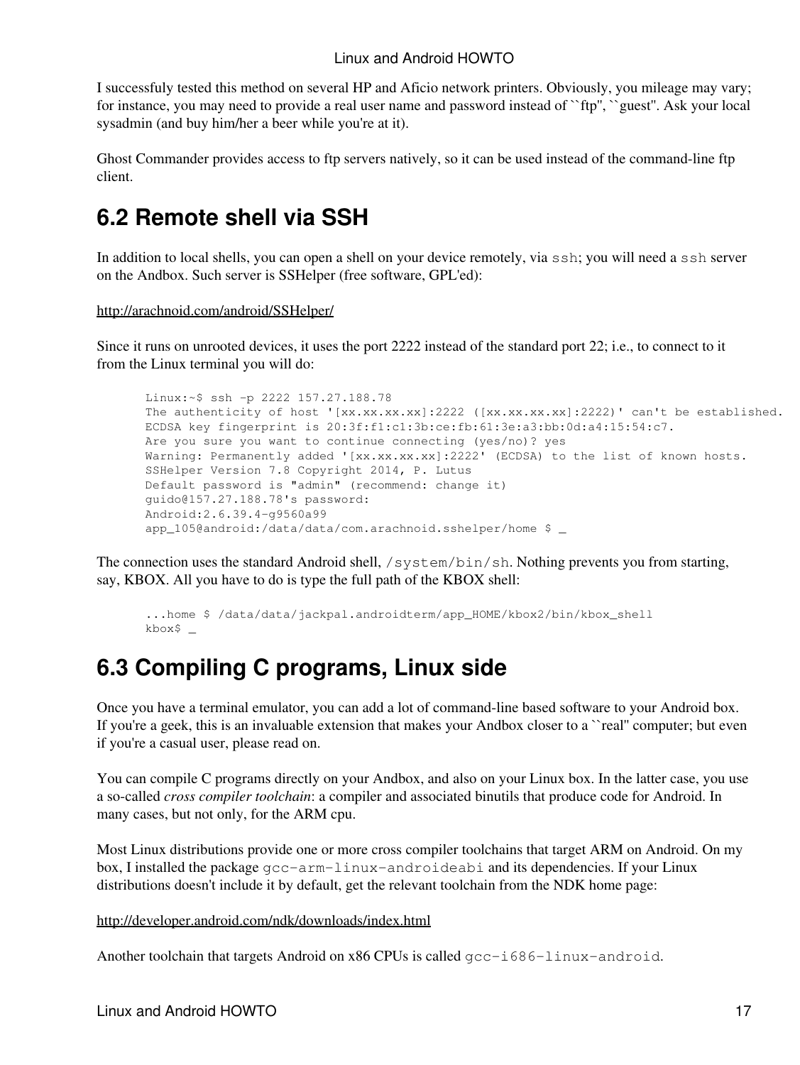I successfuly tested this method on several HP and Aficio network printers. Obviously, you mileage may vary; for instance, you may need to provide a real user name and password instead of ``ftp'', ``guest''. Ask your local sysadmin (and buy him/her a beer while you're at it).

Ghost Commander provides access to ftp servers natively, so it can be used instead of the command-line ftp client.

## 6.2 Remote shell via SSH

In addition to local shells, you can open a shell on your device remotely, via `ssh`; you will need a `ssh` server on the Andbox. Such server is SSHelper (free software, GPL'ed):

http://arachnoid.com/android/SSHelper/

Since it runs on unrooted devices, it uses the port 2222 instead of the standard port 22; i.e., to connect to it from the Linux terminal you will do:

```
Linux:~$ ssh -p 2222 157.27.188.78
The authenticity of host '[xx.xx.xx.xx]:2222 ([xx.xx.xx.xx]:2222)' can't be established.
ECDSA key fingerprint is 20:3f:f1:c1:3b:ce:fb:61:3e:a3:bb:0d:a4:15:54:c7.
Are you sure you want to continue connecting (yes/no)? yes
Warning: Permanently added '[xx.xx.xx.xx]:2222' (ECDSA) to the list of known hosts.
SSHelper Version 7.8 Copyright 2014, P. Lutus
Default password is "admin" (recommend: change it)
guido@157.27.188.78's password:
Android:2.6.39.4-g9560a99
app_105@android:/data/data/com.arachnoid.sshelper/home $ _
```

The connection uses the standard Android shell, `/system/bin/sh`. Nothing prevents you from starting, say, KBOX. All you have to do is type the full path of the KBOX shell:

```
...home $ /data/data/jackpal.androidterm/app_HOME/kbox2/bin/kbox_shell
kbox$ _
```

## 6.3 Compiling C programs, Linux side

Once you have a terminal emulator, you can add a lot of command-line based software to your Android box. If you're a geek, this is an invaluable extension that makes your Andbox closer to a ``real'' computer; but even if you're a casual user, please read on.

You can compile C programs directly on your Andbox, and also on your Linux box. In the latter case, you use a so-called *cross compiler toolchain*: a compiler and associated binutils that produce code for Android. In many cases, but not only, for the ARM cpu.

Most Linux distributions provide one or more cross compiler toolchains that target ARM on Android. On my box, I installed the package `gcc-arm-linux-androideabi` and its dependencies. If your Linux distributions doesn't include it by default, get the relevant toolchain from the NDK home page:

http://developer.android.com/ndk/downloads/index.html

Another toolchain that targets Android on x86 CPUs is called `gcc-i686-linux-android`.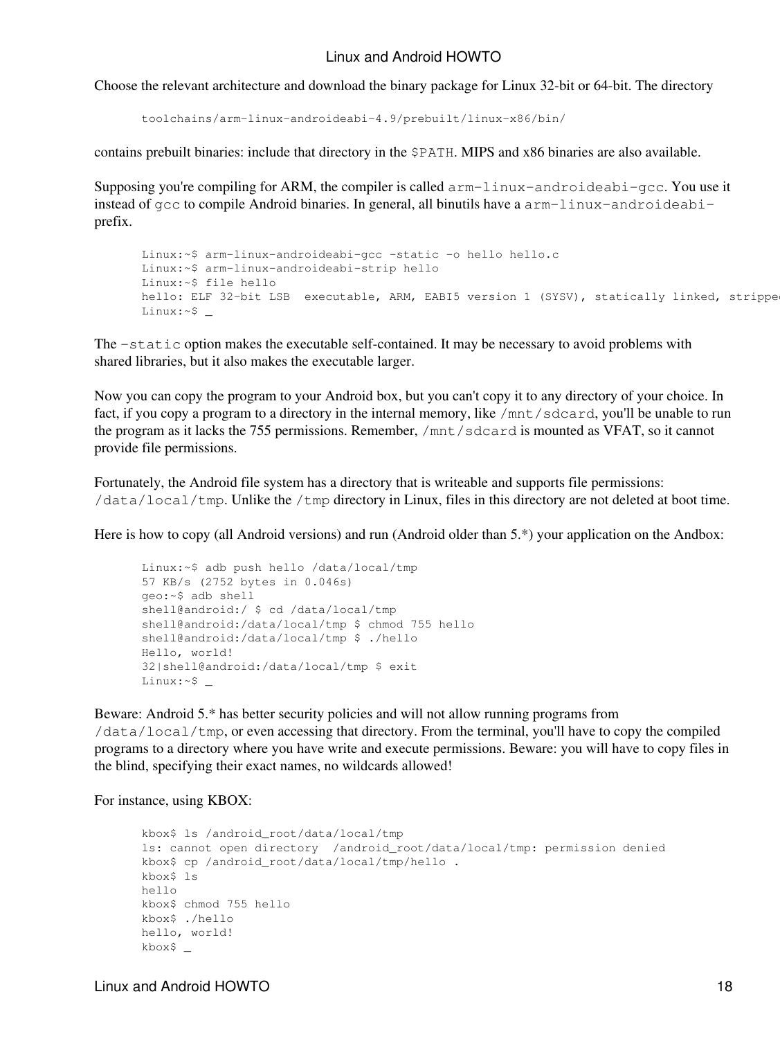Choose the relevant architecture and download the binary package for Linux 32-bit or 64-bit. The directory

```
toolchains/arm-linux-androideabi-4.9/prebuilt/linux-x86/bin/
```

contains prebuilt binaries: include that directory in the `$PATH`. MIPS and x86 binaries are also available.

Supposing you're compiling for ARM, the compiler is called `arm-linux-androideabi-gcc`. You use it instead of `gcc` to compile Android binaries. In general, all binutils have a `arm-linux-androideabi-` prefix.

```
Linux:~$ arm-linux-androideabi-gcc -static -o hello hello.c
Linux:~$ arm-linux-androideabi-strip hello
Linux:~$ file hello
hello: ELF 32-bit LSB  executable, ARM, EABI5 version 1 (SYSV), statically linked, strippe
Linux:~$ _
```

The `-static` option makes the executable self-contained. It may be necessary to avoid problems with shared libraries, but it also makes the executable larger.

Now you can copy the program to your Android box, but you can't copy it to any directory of your choice. In fact, if you copy a program to a directory in the internal memory, like `/mnt/sdcard`, you'll be unable to run the program as it lacks the 755 permissions. Remember, `/mnt/sdcard` is mounted as VFAT, so it cannot provide file permissions.

Fortunately, the Android file system has a directory that is writeable and supports file permissions: `/data/local/tmp`. Unlike the `/tmp` directory in Linux, files in this directory are not deleted at boot time.

Here is how to copy (all Android versions) and run (Android older than 5.*) your application on the Andbox:

```
Linux:~$ adb push hello /data/local/tmp
57 KB/s (2752 bytes in 0.046s)
geo:~$ adb shell
shell@android:/ $ cd /data/local/tmp
shell@android:/data/local/tmp $ chmod 755 hello
shell@android:/data/local/tmp $ ./hello
Hello, world!
32|shell@android:/data/local/tmp $ exit
Linux:~$ _
```

Beware: Android 5.* has better security policies and will not allow running programs from `/data/local/tmp`, or even accessing that directory. From the terminal, you'll have to copy the compiled programs to a directory where you have write and execute permissions. Beware: you will have to copy files in the blind, specifying their exact names, no wildcards allowed!

For instance, using KBOX:

```
kbox$ ls /android_root/data/local/tmp
ls: cannot open directory  /android_root/data/local/tmp: permission denied
kbox$ cp /android_root/data/local/tmp/hello .
kbox$ ls
hello
kbox$ chmod 755 hello
kbox$ ./hello
hello, world!
kbox$ _
```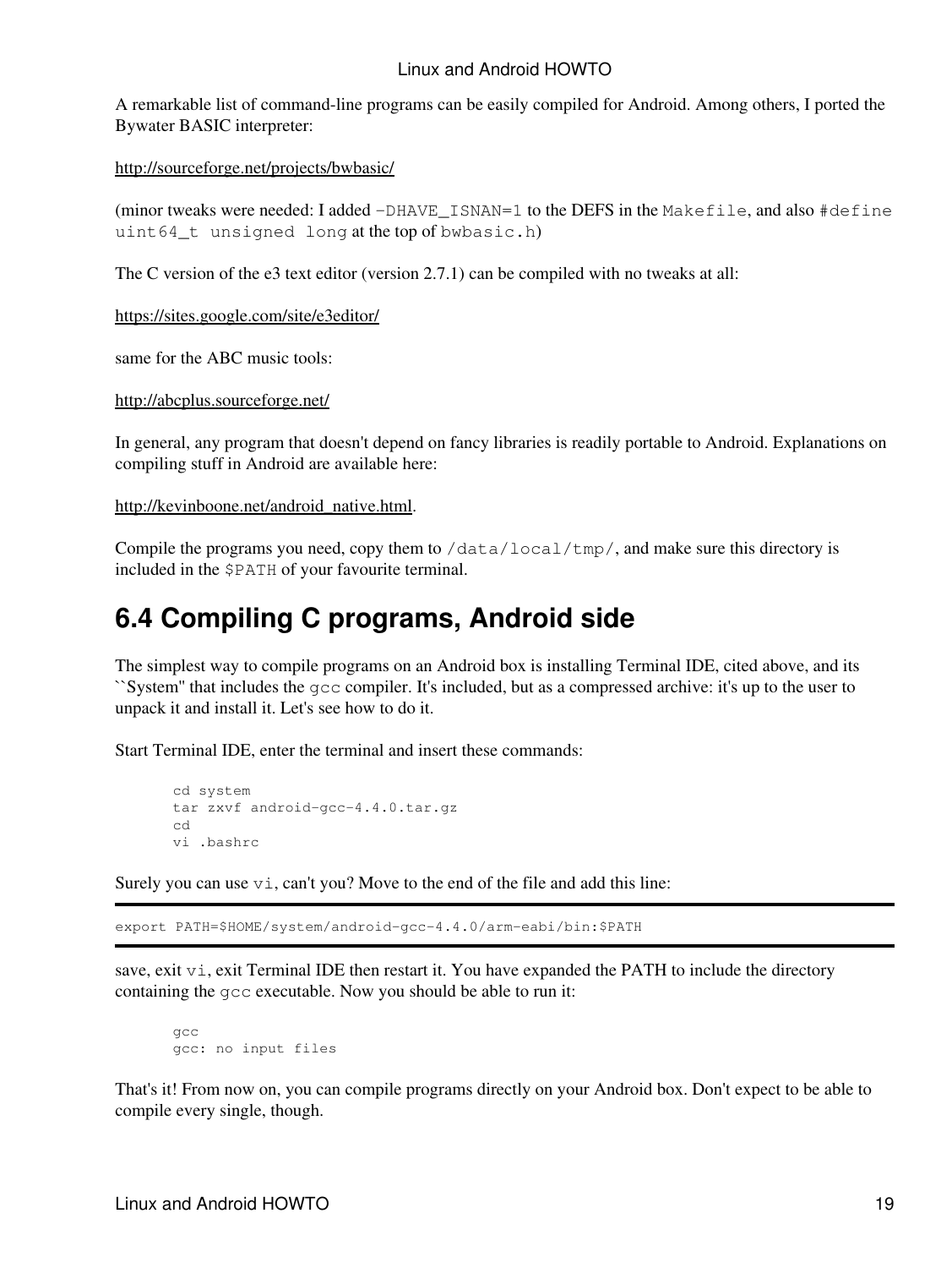A remarkable list of command-line programs can be easily compiled for Android. Among others, I ported the Bywater BASIC interpreter:

http://sourceforge.net/projects/bwbasic/

(minor tweaks were needed: I added `-DHAVE_ISNAN=1` to the DEFS in the `Makefile`, and also `#define uint64_t unsigned long` at the top of `bwbasic.h`)

The C version of the e3 text editor (version 2.7.1) can be compiled with no tweaks at all:

https://sites.google.com/site/e3editor/

same for the ABC music tools:

http://abcplus.sourceforge.net/

In general, any program that doesn't depend on fancy libraries is readily portable to Android. Explanations on compiling stuff in Android are available here:

http://kevinboone.net/android_native.html.

Compile the programs you need, copy them to `/data/local/tmp/`, and make sure this directory is included in the `$PATH` of your favourite terminal.

## 6.4 Compiling C programs, Android side

The simplest way to compile programs on an Android box is installing Terminal IDE, cited above, and its ``System'' that includes the `gcc` compiler. It's included, but as a compressed archive: it's up to the user to unpack it and install it. Let's see how to do it.

Start Terminal IDE, enter the terminal and insert these commands:

```
cd system
tar zxvf android-gcc-4.4.0.tar.gz
cd
vi .bashrc
```

Surely you can use `vi`, can't you? Move to the end of the file and add this line:

```
export PATH=$HOME/system/android-gcc-4.4.0/arm-eabi/bin:$PATH
```

save, exit `vi`, exit Terminal IDE then restart it. You have expanded the PATH to include the directory containing the `gcc` executable. Now you should be able to run it:

```
gcc
gcc: no input files
```

That's it! From now on, you can compile programs directly on your Android box. Don't expect to be able to compile every single, though.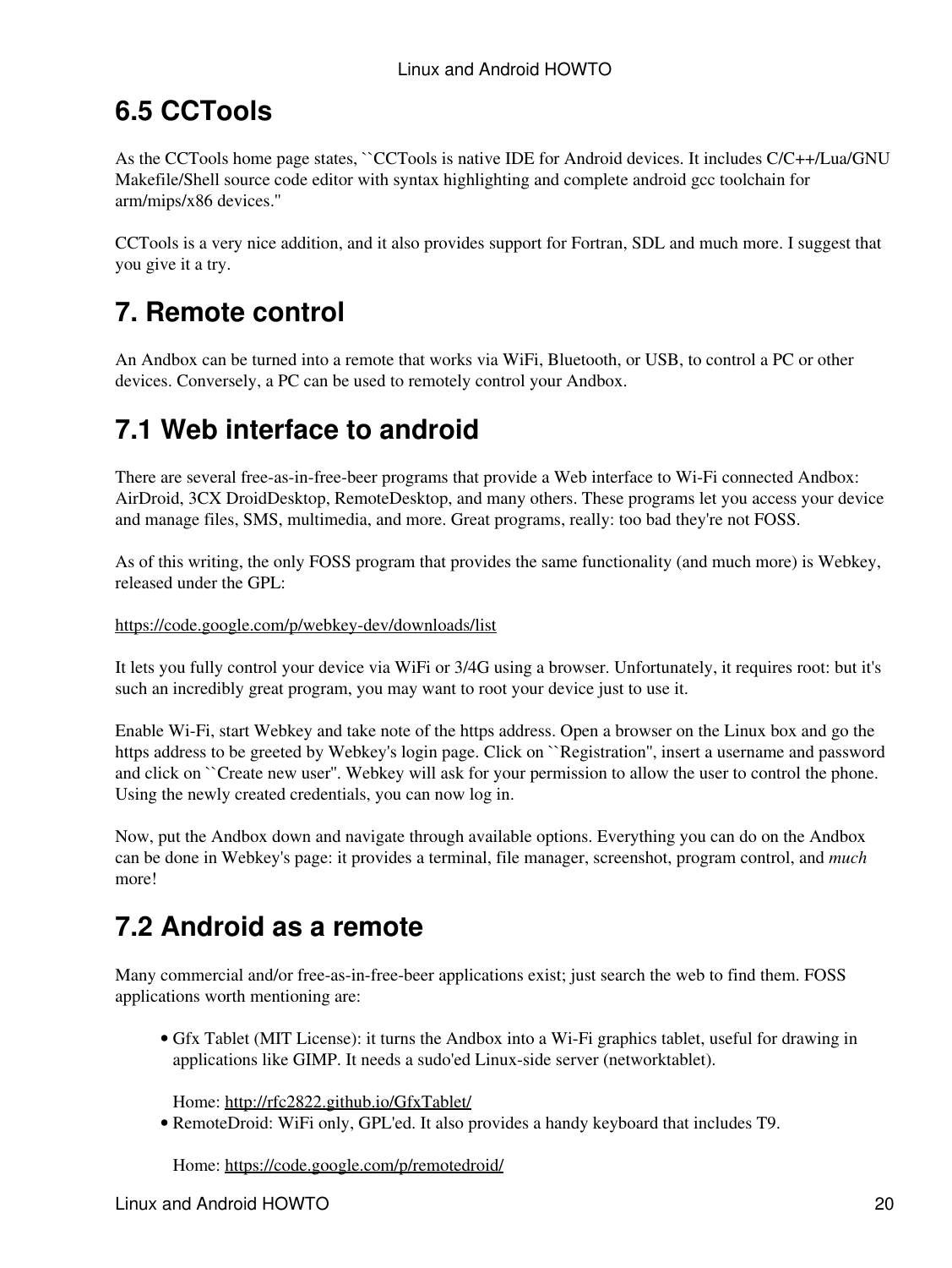## 6.5 CCTools

As the CCTools home page states, ``CCTools is native IDE for Android devices. It includes C/C++/Lua/GNU Makefile/Shell source code editor with syntax highlighting and complete android gcc toolchain for arm/mips/x86 devices.''

CCTools is a very nice addition, and it also provides support for Fortran, SDL and much more. I suggest that you give it a try.

# 7. Remote control

An Andbox can be turned into a remote that works via WiFi, Bluetooth, or USB, to control a PC or other devices. Conversely, a PC can be used to remotely control your Andbox.

## 7.1 Web interface to android

There are several free-as-in-free-beer programs that provide a Web interface to Wi-Fi connected Andbox: AirDroid, 3CX DroidDesktop, RemoteDesktop, and many others. These programs let you access your device and manage files, SMS, multimedia, and more. Great programs, really: too bad they're not FOSS.

As of this writing, the only FOSS program that provides the same functionality (and much more) is Webkey, released under the GPL:

https://code.google.com/p/webkey-dev/downloads/list

It lets you fully control your device via WiFi or 3/4G using a browser. Unfortunately, it requires root: but it's such an incredibly great program, you may want to root your device just to use it.

Enable Wi-Fi, start Webkey and take note of the https address. Open a browser on the Linux box and go the https address to be greeted by Webkey's login page. Click on ``Registration'', insert a username and password and click on ``Create new user''. Webkey will ask for your permission to allow the user to control the phone. Using the newly created credentials, you can now log in.

Now, put the Andbox down and navigate through available options. Everything you can do on the Andbox can be done in Webkey's page: it provides a terminal, file manager, screenshot, program control, and *much* more!

## 7.2 Android as a remote

Many commercial and/or free-as-in-free-beer applications exist; just search the web to find them. FOSS applications worth mentioning are:

- Gfx Tablet (MIT License): it turns the Andbox into a Wi-Fi graphics tablet, useful for drawing in applications like GIMP. It needs a sudo'ed Linux-side server (networktablet).

  Home: http://rfc2822.github.io/GfxTablet/
- RemoteDroid: WiFi only, GPL'ed. It also provides a handy keyboard that includes T9.

  Home: https://code.google.com/p/remotedroid/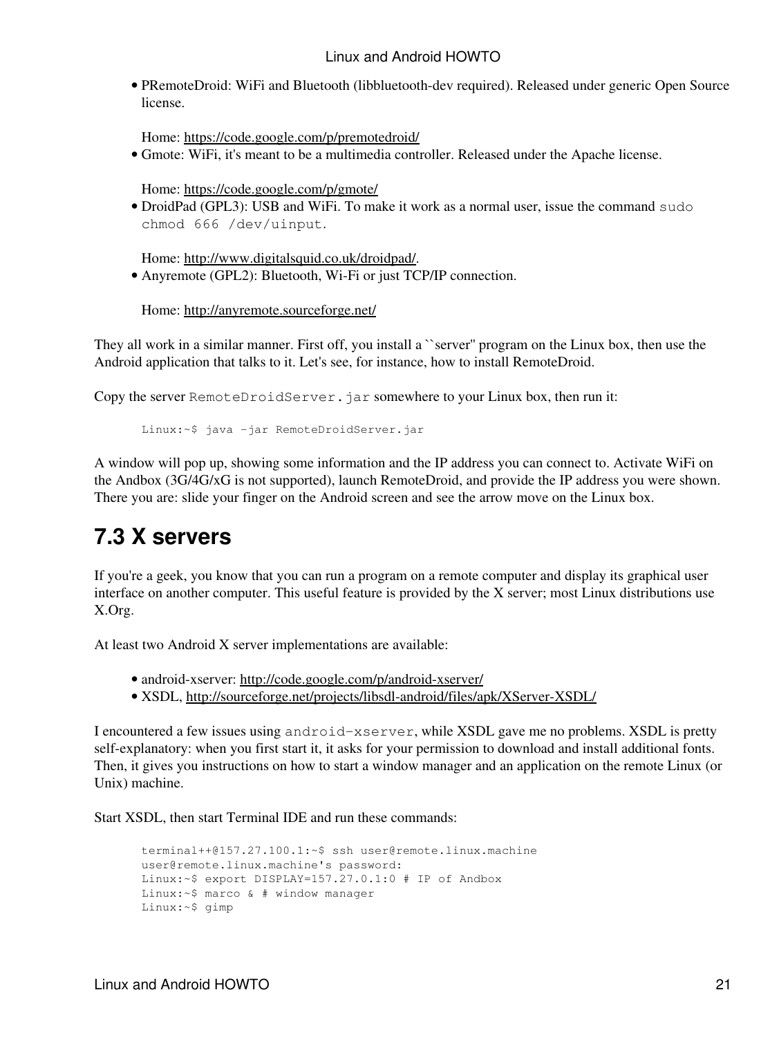- PRemoteDroid: WiFi and Bluetooth (libbluetooth-dev required). Released under generic Open Source license.

  Home: https://code.google.com/p/premotedroid/
- Gmote: WiFi, it's meant to be a multimedia controller. Released under the Apache license.

  Home: https://code.google.com/p/gmote/
- DroidPad (GPL3): USB and WiFi. To make it work as a normal user, issue the command `sudo chmod 666 /dev/uinput`.

  Home: http://www.digitalsquid.co.uk/droidpad/.
- Anyremote (GPL2): Bluetooth, Wi-Fi or just TCP/IP connection.

  Home: http://anyremote.sourceforge.net/

They all work in a similar manner. First off, you install a ``server'' program on the Linux box, then use the Android application that talks to it. Let's see, for instance, how to install RemoteDroid.

Copy the server `RemoteDroidServer.jar` somewhere to your Linux box, then run it:

```
Linux:~$ java -jar RemoteDroidServer.jar
```

A window will pop up, showing some information and the IP address you can connect to. Activate WiFi on the Andbox (3G/4G/xG is not supported), launch RemoteDroid, and provide the IP address you were shown. There you are: slide your finger on the Android screen and see the arrow move on the Linux box.

## 7.3 X servers

If you're a geek, you know that you can run a program on a remote computer and display its graphical user interface on another computer. This useful feature is provided by the X server; most Linux distributions use X.Org.

At least two Android X server implementations are available:

- android-xserver: http://code.google.com/p/android-xserver/
- XSDL, http://sourceforge.net/projects/libsdl-android/files/apk/XServer-XSDL/

I encountered a few issues using `android-xserver`, while XSDL gave me no problems. XSDL is pretty self-explanatory: when you first start it, it asks for your permission to download and install additional fonts. Then, it gives you instructions on how to start a window manager and an application on the remote Linux (or Unix) machine.

Start XSDL, then start Terminal IDE and run these commands:

```
terminal++@157.27.100.1:~$ ssh user@remote.linux.machine
user@remote.linux.machine's password:
Linux:~$ export DISPLAY=157.27.0.1:0 # IP of Andbox
Linux:~$ marco & # window manager
Linux:~$ gimp
```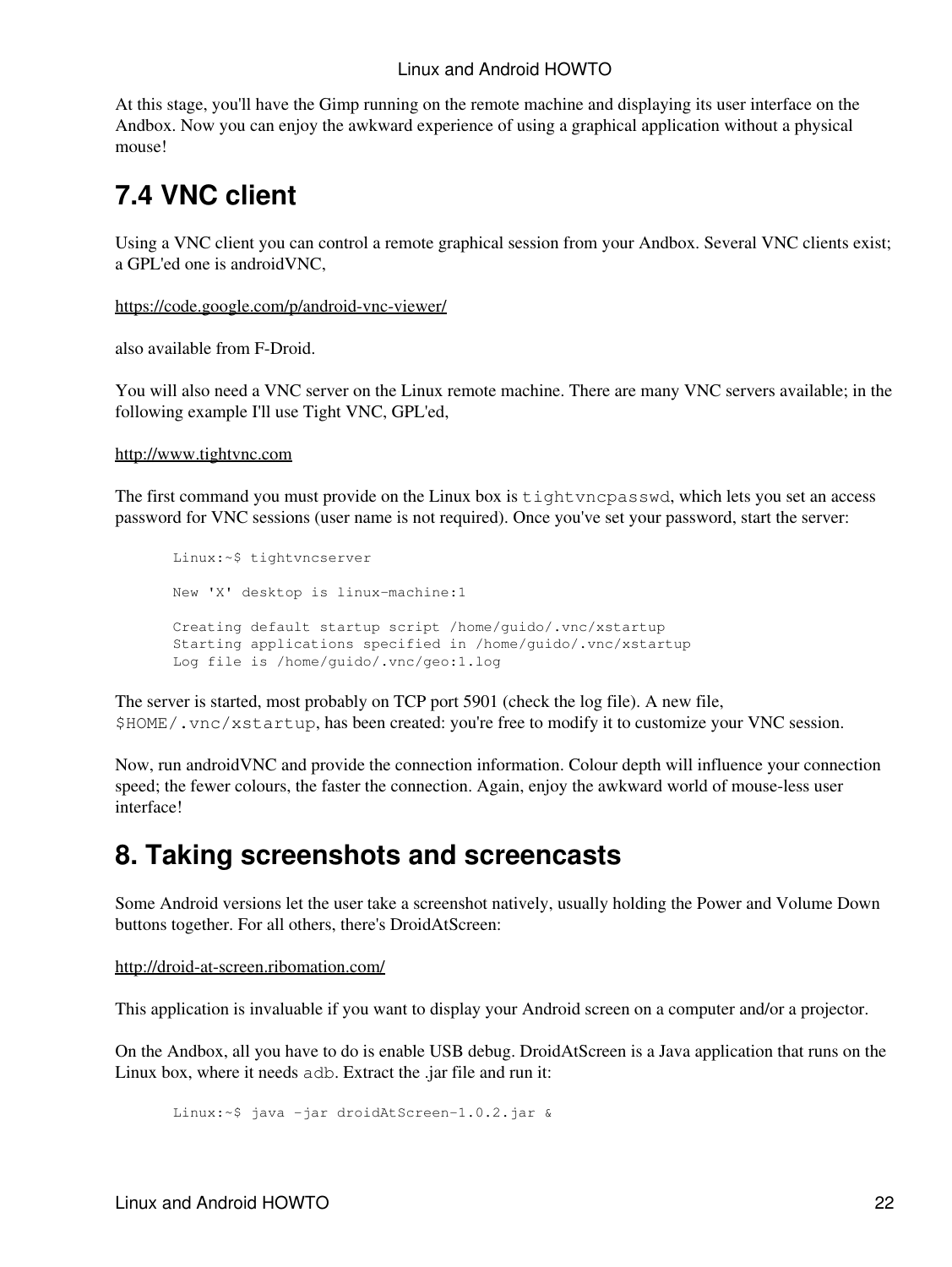At this stage, you'll have the Gimp running on the remote machine and displaying its user interface on the Andbox. Now you can enjoy the awkward experience of using a graphical application without a physical mouse!

## 7.4 VNC client

Using a VNC client you can control a remote graphical session from your Andbox. Several VNC clients exist; a GPL'ed one is androidVNC,

https://code.google.com/p/android-vnc-viewer/

also available from F-Droid.

You will also need a VNC server on the Linux remote machine. There are many VNC servers available; in the following example I'll use Tight VNC, GPL'ed,

http://www.tightvnc.com

The first command you must provide on the Linux box is `tightvncpasswd`, which lets you set an access password for VNC sessions (user name is not required). Once you've set your password, start the server:

```
Linux:~$ tightvncserver

New 'X' desktop is linux-machine:1

Creating default startup script /home/guido/.vnc/xstartup
Starting applications specified in /home/guido/.vnc/xstartup
Log file is /home/guido/.vnc/geo:1.log
```

The server is started, most probably on TCP port 5901 (check the log file). A new file, `$HOME/.vnc/xstartup`, has been created: you're free to modify it to customize your VNC session.

Now, run androidVNC and provide the connection information. Colour depth will influence your connection speed; the fewer colours, the faster the connection. Again, enjoy the awkward world of mouse-less user interface!

# 8. Taking screenshots and screencasts

Some Android versions let the user take a screenshot natively, usually holding the Power and Volume Down buttons together. For all others, there's DroidAtScreen:

http://droid-at-screen.ribomation.com/

This application is invaluable if you want to display your Android screen on a computer and/or a projector.

On the Andbox, all you have to do is enable USB debug. DroidAtScreen is a Java application that runs on the Linux box, where it needs `adb`. Extract the .jar file and run it:

```
Linux:~$ java -jar droidAtScreen-1.0.2.jar &
```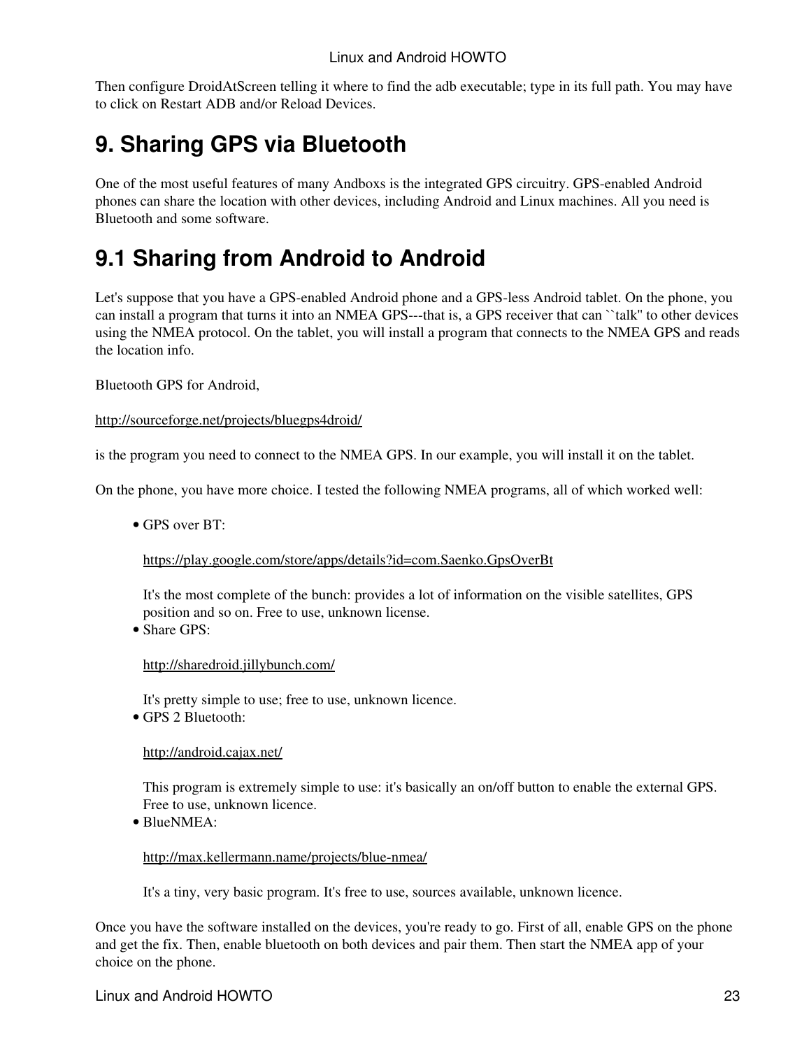Then configure DroidAtScreen telling it where to find the adb executable; type in its full path. You may have to click on Restart ADB and/or Reload Devices.

# 9. Sharing GPS via Bluetooth

One of the most useful features of many Andboxs is the integrated GPS circuitry. GPS-enabled Android phones can share the location with other devices, including Android and Linux machines. All you need is Bluetooth and some software.

## 9.1 Sharing from Android to Android

Let's suppose that you have a GPS-enabled Android phone and a GPS-less Android tablet. On the phone, you can install a program that turns it into an NMEA GPS---that is, a GPS receiver that can ``talk'' to other devices using the NMEA protocol. On the tablet, you will install a program that connects to the NMEA GPS and reads the location info.

Bluetooth GPS for Android,

http://sourceforge.net/projects/bluegps4droid/

is the program you need to connect to the NMEA GPS. In our example, you will install it on the tablet.

On the phone, you have more choice. I tested the following NMEA programs, all of which worked well:

- GPS over BT:

  https://play.google.com/store/apps/details?id=com.Saenko.GpsOverBt

  It's the most complete of the bunch: provides a lot of information on the visible satellites, GPS position and so on. Free to use, unknown license.
- Share GPS:

  http://sharedroid.jillybunch.com/

  It's pretty simple to use; free to use, unknown licence.
- GPS 2 Bluetooth:

  http://android.cajax.net/

  This program is extremely simple to use: it's basically an on/off button to enable the external GPS. Free to use, unknown licence.
- BlueNMEA:

  http://max.kellermann.name/projects/blue-nmea/

  It's a tiny, very basic program. It's free to use, sources available, unknown licence.

Once you have the software installed on the devices, you're ready to go. First of all, enable GPS on the phone and get the fix. Then, enable bluetooth on both devices and pair them. Then start the NMEA app of your choice on the phone.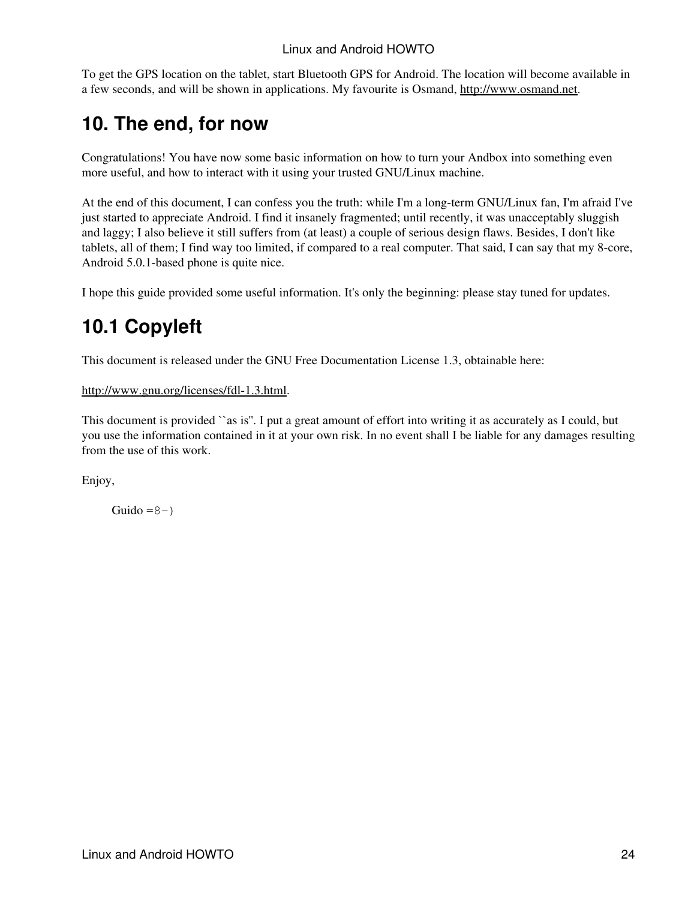To get the GPS location on the tablet, start Bluetooth GPS for Android. The location will become available in a few seconds, and will be shown in applications. My favourite is Osmand, http://www.osmand.net.

# 10. The end, for now

Congratulations! You have now some basic information on how to turn your Andbox into something even more useful, and how to interact with it using your trusted GNU/Linux machine.

At the end of this document, I can confess you the truth: while I'm a long-term GNU/Linux fan, I'm afraid I've just started to appreciate Android. I find it insanely fragmented; until recently, it was unacceptably sluggish and laggy; I also believe it still suffers from (at least) a couple of serious design flaws. Besides, I don't like tablets, all of them; I find way too limited, if compared to a real computer. That said, I can say that my 8-core, Android 5.0.1-based phone is quite nice.

I hope this guide provided some useful information. It's only the beginning: please stay tuned for updates.

## 10.1 Copyleft

This document is released under the GNU Free Documentation License 1.3, obtainable here:

http://www.gnu.org/licenses/fdl-1.3.html.

This document is provided ``as is''. I put a great amount of effort into writing it as accurately as I could, but you use the information contained in it at your own risk. In no event shall I be liable for any damages resulting from the use of this work.

Enjoy,

Guido `=8-)`